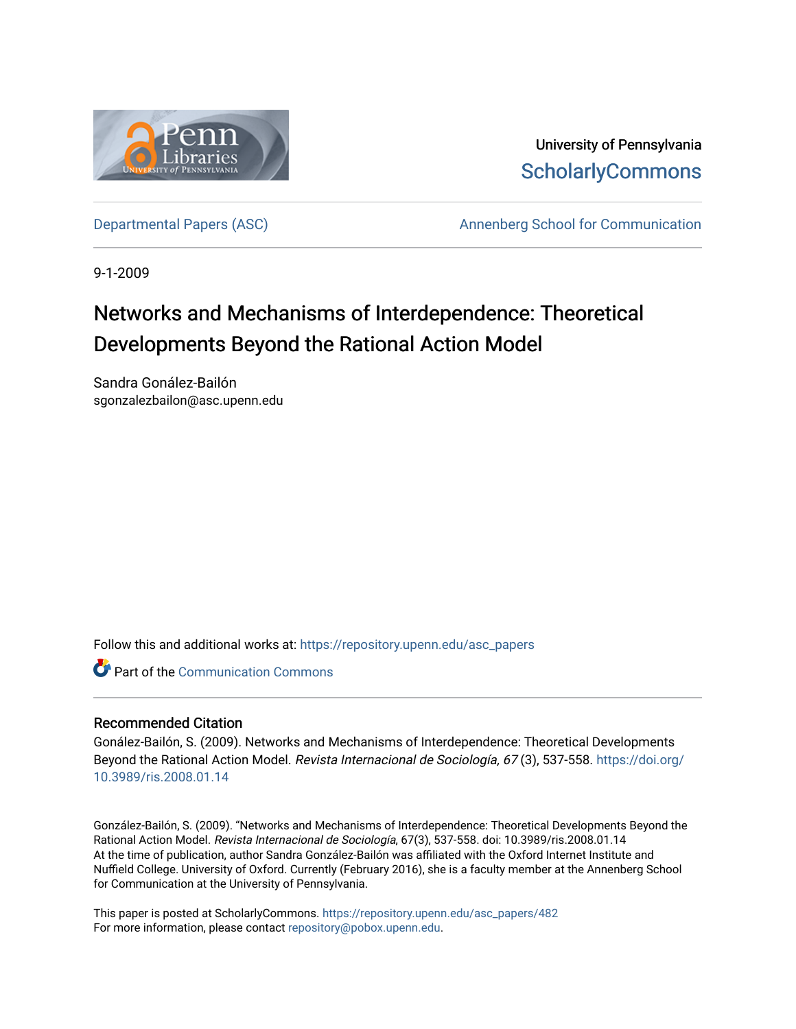University of Pennsylvania
ScholarlyCommons

Departmental Papers (ASC) | Annenberg School for Communication

9-1-2009

# Networks and Mechanisms of Interdependence: Theoretical Developments Beyond the Rational Action Model

Sandra Gonález-Bailón
sgonzalezbailon@asc.upenn.edu

Follow this and additional works at: https://repository.upenn.edu/asc_papers

Part of the Communication Commons

## Recommended Citation

Gonález-Bailón, S. (2009). Networks and Mechanisms of Interdependence: Theoretical Developments Beyond the Rational Action Model. *Revista Internacional de Sociología, 67* (3), 537-558. https://doi.org/10.3989/ris.2008.01.14

González-Bailón, S. (2009). "Networks and Mechanisms of Interdependence: Theoretical Developments Beyond the Rational Action Model. *Revista Internacional de Sociología*, 67(3), 537-558. doi: 10.3989/ris.2008.01.14
At the time of publication, author Sandra González-Bailón was affiliated with the Oxford Internet Institute and Nuffield College. University of Oxford. Currently (February 2016), she is a faculty member at the Annenberg School for Communication at the University of Pennsylvania.

This paper is posted at ScholarlyCommons. https://repository.upenn.edu/asc_papers/482
For more information, please contact repository@pobox.upenn.edu.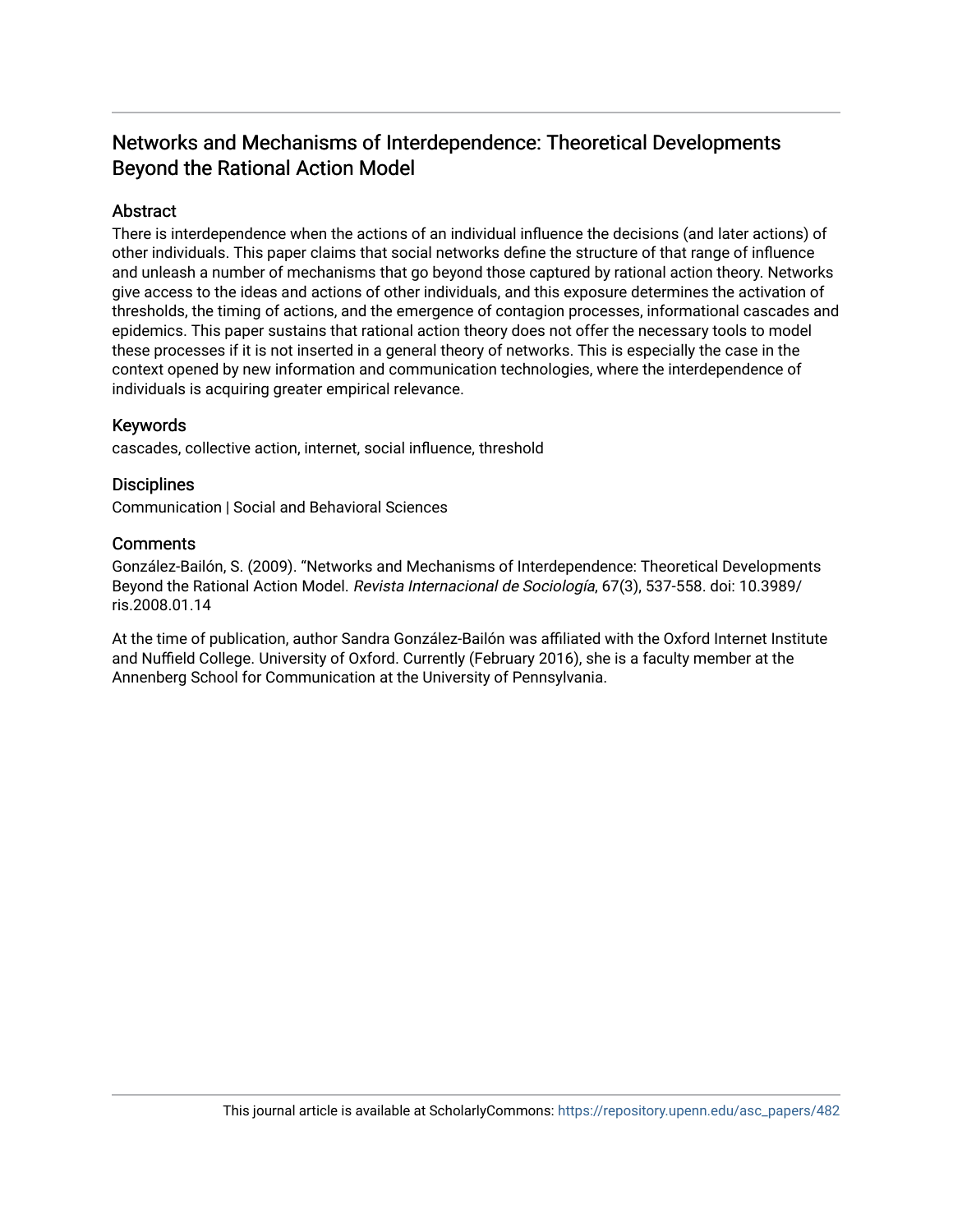# Networks and Mechanisms of Interdependence: Theoretical Developments Beyond the Rational Action Model

## Abstract

There is interdependence when the actions of an individual influence the decisions (and later actions) of other individuals. This paper claims that social networks define the structure of that range of influence and unleash a number of mechanisms that go beyond those captured by rational action theory. Networks give access to the ideas and actions of other individuals, and this exposure determines the activation of thresholds, the timing of actions, and the emergence of contagion processes, informational cascades and epidemics. This paper sustains that rational action theory does not offer the necessary tools to model these processes if it is not inserted in a general theory of networks. This is especially the case in the context opened by new information and communication technologies, where the interdependence of individuals is acquiring greater empirical relevance.

## Keywords

cascades, collective action, internet, social influence, threshold

## Disciplines

Communication | Social and Behavioral Sciences

## Comments

González-Bailón, S. (2009). "Networks and Mechanisms of Interdependence: Theoretical Developments Beyond the Rational Action Model. *Revista Internacional de Sociología*, 67(3), 537-558. doi: 10.3989/ris.2008.01.14

At the time of publication, author Sandra González-Bailón was affiliated with the Oxford Internet Institute and Nuffield College. University of Oxford. Currently (February 2016), she is a faculty member at the Annenberg School for Communication at the University of Pennsylvania.

This journal article is available at ScholarlyCommons: https://repository.upenn.edu/asc_papers/482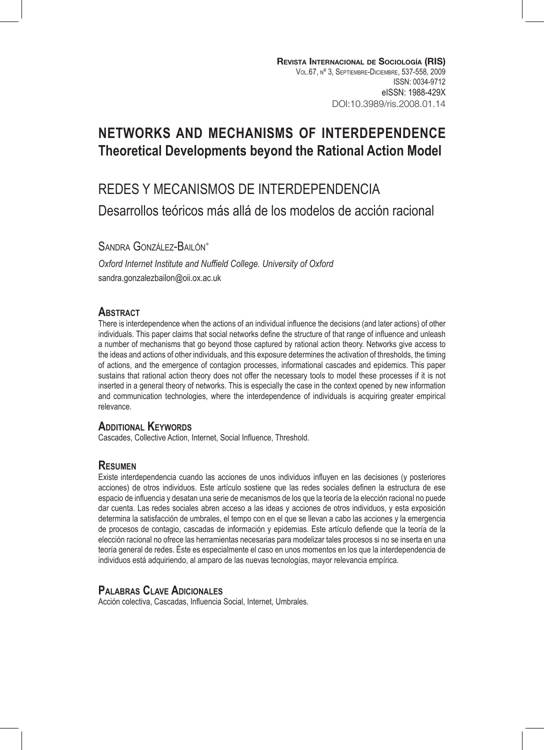# NETWORKS AND MECHANISMS OF INTERDEPENDENCE
## Theoretical Developments beyond the Rational Action Model

# REDES Y MECANISMOS DE INTERDEPENDENCIA
## Desarrollos teóricos más allá de los modelos de acción racional

SANDRA GONZÁLEZ-BAILÓN*

*Oxford Internet Institute and Nuffield College. University of Oxford*

sandra.gonzalezbailon@oii.ox.ac.uk

### ABSTRACT

There is interdependence when the actions of an individual influence the decisions (and later actions) of other individuals. This paper claims that social networks define the structure of that range of influence and unleash a number of mechanisms that go beyond those captured by rational action theory. Networks give access to the ideas and actions of other individuals, and this exposure determines the activation of thresholds, the timing of actions, and the emergence of contagion processes, informational cascades and epidemics. This paper sustains that rational action theory does not offer the necessary tools to model these processes if it is not inserted in a general theory of networks. This is especially the case in the context opened by new information and communication technologies, where the interdependence of individuals is acquiring greater empirical relevance.

### ADDITIONAL KEYWORDS

Cascades, Collective Action, Internet, Social Influence, Threshold.

### RESUMEN

Existe interdependencia cuando las acciones de unos individuos influyen en las decisiones (y posteriores acciones) de otros individuos. Este artículo sostiene que las redes sociales definen la estructura de ese espacio de influencia y desatan una serie de mecanismos de los que la teoría de la elección racional no puede dar cuenta. Las redes sociales abren acceso a las ideas y acciones de otros individuos, y esta exposición determina la satisfacción de umbrales, el tempo con en el que se llevan a cabo las acciones y la emergencia de procesos de contagio, cascadas de información y epidemias. Este artículo defiende que la teoría de la elección racional no ofrece las herramientas necesarias para modelizar tales procesos si no se inserta en una teoría general de redes. Éste es especialmente el caso en unos momentos en los que la interdependencia de individuos está adquiriendo, al amparo de las nuevas tecnologías, mayor relevancia empírica.

### PALABRAS CLAVE ADICIONALES

Acción colectiva, Cascadas, Influencia Social, Internet, Umbrales.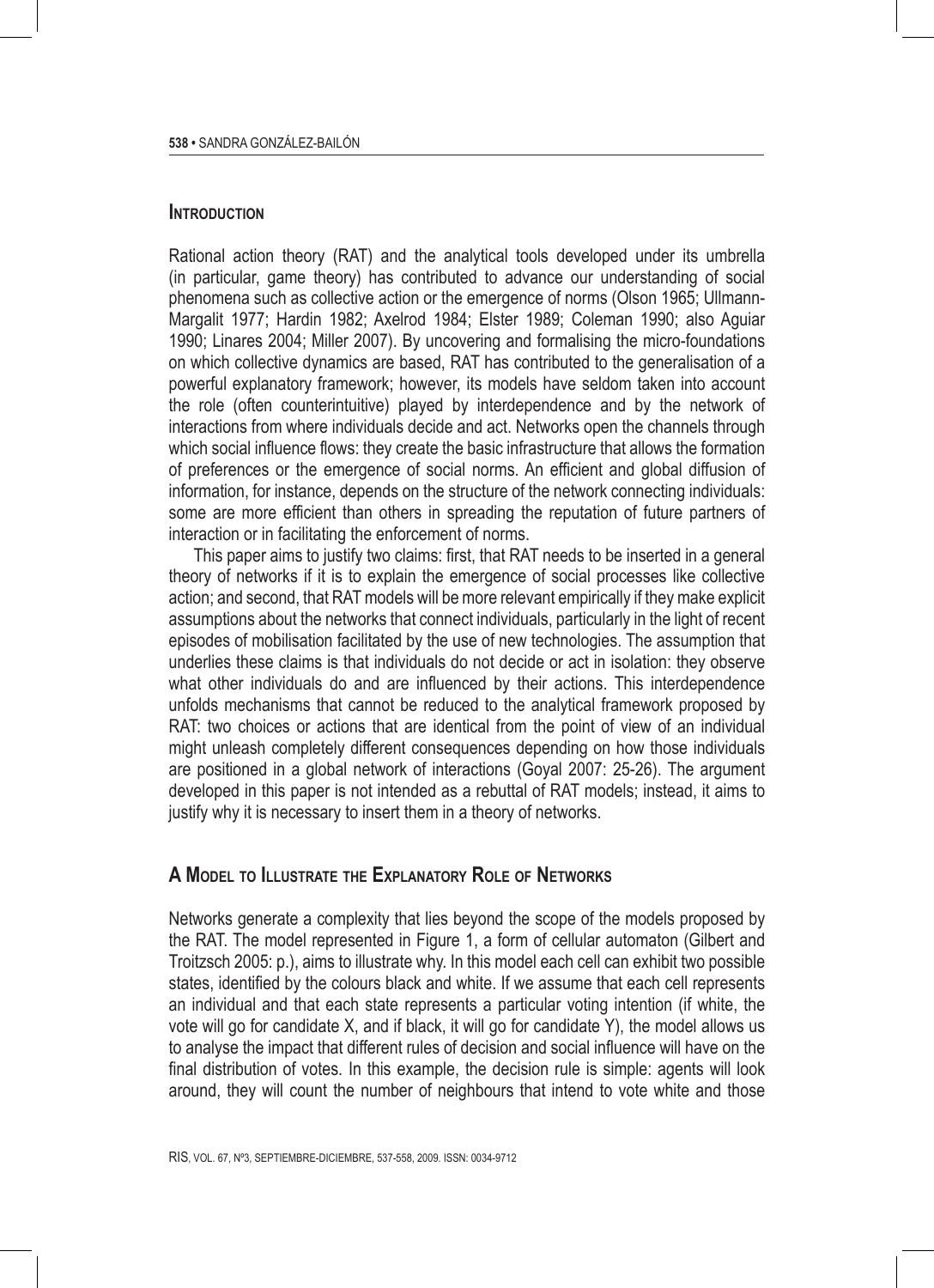## Introduction

Rational action theory (RAT) and the analytical tools developed under its umbrella (in particular, game theory) has contributed to advance our understanding of social phenomena such as collective action or the emergence of norms (Olson 1965; Ullmann-Margalit 1977; Hardin 1982; Axelrod 1984; Elster 1989; Coleman 1990; also Aguiar 1990; Linares 2004; Miller 2007). By uncovering and formalising the micro-foundations on which collective dynamics are based, RAT has contributed to the generalisation of a powerful explanatory framework; however, its models have seldom taken into account the role (often counterintuitive) played by interdependence and by the network of interactions from where individuals decide and act. Networks open the channels through which social influence flows: they create the basic infrastructure that allows the formation of preferences or the emergence of social norms. An efficient and global diffusion of information, for instance, depends on the structure of the network connecting individuals: some are more efficient than others in spreading the reputation of future partners of interaction or in facilitating the enforcement of norms.

This paper aims to justify two claims: first, that RAT needs to be inserted in a general theory of networks if it is to explain the emergence of social processes like collective action; and second, that RAT models will be more relevant empirically if they make explicit assumptions about the networks that connect individuals, particularly in the light of recent episodes of mobilisation facilitated by the use of new technologies. The assumption that underlies these claims is that individuals do not decide or act in isolation: they observe what other individuals do and are influenced by their actions. This interdependence unfolds mechanisms that cannot be reduced to the analytical framework proposed by RAT: two choices or actions that are identical from the point of view of an individual might unleash completely different consequences depending on how those individuals are positioned in a global network of interactions (Goyal 2007: 25-26). The argument developed in this paper is not intended as a rebuttal of RAT models; instead, it aims to justify why it is necessary to insert them in a theory of networks.

## A Model to Illustrate the Explanatory Role of Networks

Networks generate a complexity that lies beyond the scope of the models proposed by the RAT. The model represented in Figure 1, a form of cellular automaton (Gilbert and Troitzsch 2005: p.), aims to illustrate why. In this model each cell can exhibit two possible states, identified by the colours black and white. If we assume that each cell represents an individual and that each state represents a particular voting intention (if white, the vote will go for candidate X, and if black, it will go for candidate Y), the model allows us to analyse the impact that different rules of decision and social influence will have on the final distribution of votes. In this example, the decision rule is simple: agents will look around, they will count the number of neighbours that intend to vote white and those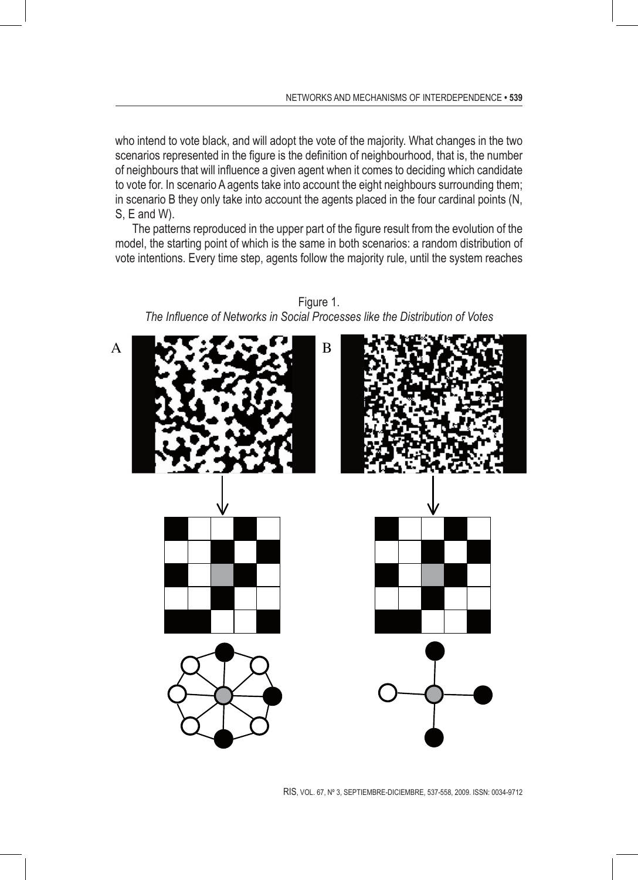who intend to vote black, and will adopt the vote of the majority. What changes in the two scenarios represented in the figure is the definition of neighbourhood, that is, the number of neighbours that will influence a given agent when it comes to deciding which candidate to vote for. In scenario A agents take into account the eight neighbours surrounding them; in scenario B they only take into account the agents placed in the four cardinal points (N, S, E and W).

The patterns reproduced in the upper part of the figure result from the evolution of the model, the starting point of which is the same in both scenarios: a random distribution of vote intentions. Every time step, agents follow the majority rule, until the system reaches

Figure 1.
*The Influence of Networks in Social Processes like the Distribution of Votes*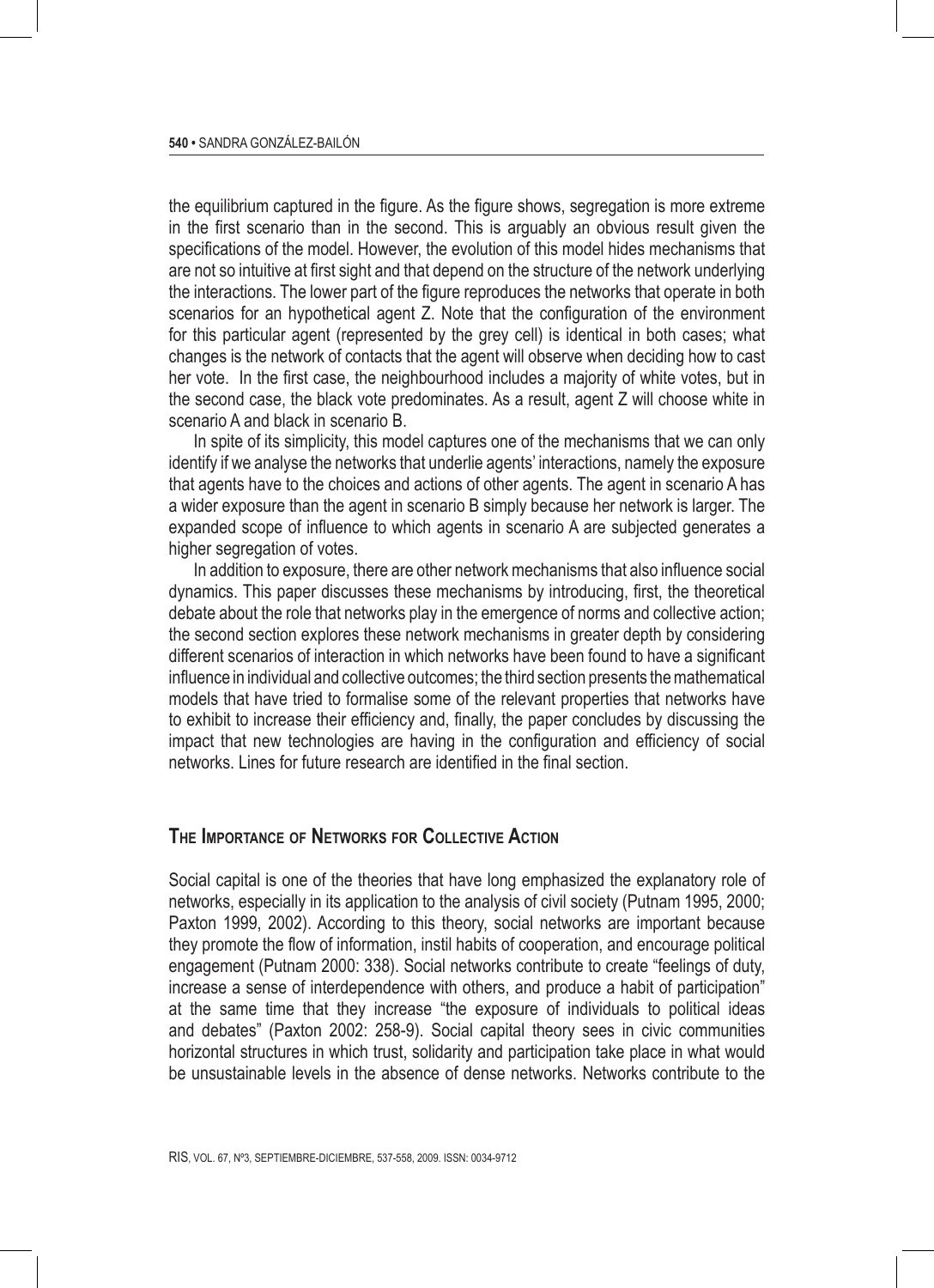the equilibrium captured in the figure. As the figure shows, segregation is more extreme in the first scenario than in the second. This is arguably an obvious result given the specifications of the model. However, the evolution of this model hides mechanisms that are not so intuitive at first sight and that depend on the structure of the network underlying the interactions. The lower part of the figure reproduces the networks that operate in both scenarios for an hypothetical agent Z. Note that the configuration of the environment for this particular agent (represented by the grey cell) is identical in both cases; what changes is the network of contacts that the agent will observe when deciding how to cast her vote. In the first case, the neighbourhood includes a majority of white votes, but in the second case, the black vote predominates. As a result, agent Z will choose white in scenario A and black in scenario B.

In spite of its simplicity, this model captures one of the mechanisms that we can only identify if we analyse the networks that underlie agents' interactions, namely the exposure that agents have to the choices and actions of other agents. The agent in scenario A has a wider exposure than the agent in scenario B simply because her network is larger. The expanded scope of influence to which agents in scenario A are subjected generates a higher segregation of votes.

In addition to exposure, there are other network mechanisms that also influence social dynamics. This paper discusses these mechanisms by introducing, first, the theoretical debate about the role that networks play in the emergence of norms and collective action; the second section explores these network mechanisms in greater depth by considering different scenarios of interaction in which networks have been found to have a significant influence in individual and collective outcomes; the third section presents the mathematical models that have tried to formalise some of the relevant properties that networks have to exhibit to increase their efficiency and, finally, the paper concludes by discussing the impact that new technologies are having in the configuration and efficiency of social networks. Lines for future research are identified in the final section.

## The Importance of Networks for Collective Action

Social capital is one of the theories that have long emphasized the explanatory role of networks, especially in its application to the analysis of civil society (Putnam 1995, 2000; Paxton 1999, 2002). According to this theory, social networks are important because they promote the flow of information, instil habits of cooperation, and encourage political engagement (Putnam 2000: 338). Social networks contribute to create "feelings of duty, increase a sense of interdependence with others, and produce a habit of participation" at the same time that they increase "the exposure of individuals to political ideas and debates" (Paxton 2002: 258-9). Social capital theory sees in civic communities horizontal structures in which trust, solidarity and participation take place in what would be unsustainable levels in the absence of dense networks. Networks contribute to the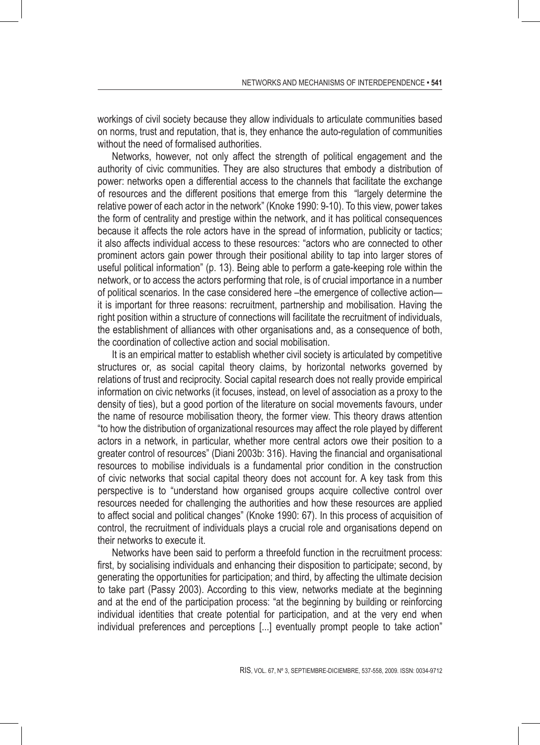workings of civil society because they allow individuals to articulate communities based on norms, trust and reputation, that is, they enhance the auto-regulation of communities without the need of formalised authorities.

Networks, however, not only affect the strength of political engagement and the authority of civic communities. They are also structures that embody a distribution of power: networks open a differential access to the channels that facilitate the exchange of resources and the different positions that emerge from this "largely determine the relative power of each actor in the network" (Knoke 1990: 9-10). To this view, power takes the form of centrality and prestige within the network, and it has political consequences because it affects the role actors have in the spread of information, publicity or tactics; it also affects individual access to these resources: "actors who are connected to other prominent actors gain power through their positional ability to tap into larger stores of useful political information" (p. 13). Being able to perform a gate-keeping role within the network, or to access the actors performing that role, is of crucial importance in a number of political scenarios. In the case considered here –the emergence of collective action— it is important for three reasons: recruitment, partnership and mobilisation. Having the right position within a structure of connections will facilitate the recruitment of individuals, the establishment of alliances with other organisations and, as a consequence of both, the coordination of collective action and social mobilisation.

It is an empirical matter to establish whether civil society is articulated by competitive structures or, as social capital theory claims, by horizontal networks governed by relations of trust and reciprocity. Social capital research does not really provide empirical information on civic networks (it focuses, instead, on level of association as a proxy to the density of ties), but a good portion of the literature on social movements favours, under the name of resource mobilisation theory, the former view. This theory draws attention "to how the distribution of organizational resources may affect the role played by different actors in a network, in particular, whether more central actors owe their position to a greater control of resources" (Diani 2003b: 316). Having the financial and organisational resources to mobilise individuals is a fundamental prior condition in the construction of civic networks that social capital theory does not account for. A key task from this perspective is to "understand how organised groups acquire collective control over resources needed for challenging the authorities and how these resources are applied to affect social and political changes" (Knoke 1990: 67). In this process of acquisition of control, the recruitment of individuals plays a crucial role and organisations depend on their networks to execute it.

Networks have been said to perform a threefold function in the recruitment process: first, by socialising individuals and enhancing their disposition to participate; second, by generating the opportunities for participation; and third, by affecting the ultimate decision to take part (Passy 2003). According to this view, networks mediate at the beginning and at the end of the participation process: "at the beginning by building or reinforcing individual identities that create potential for participation, and at the very end when individual preferences and perceptions [...] eventually prompt people to take action"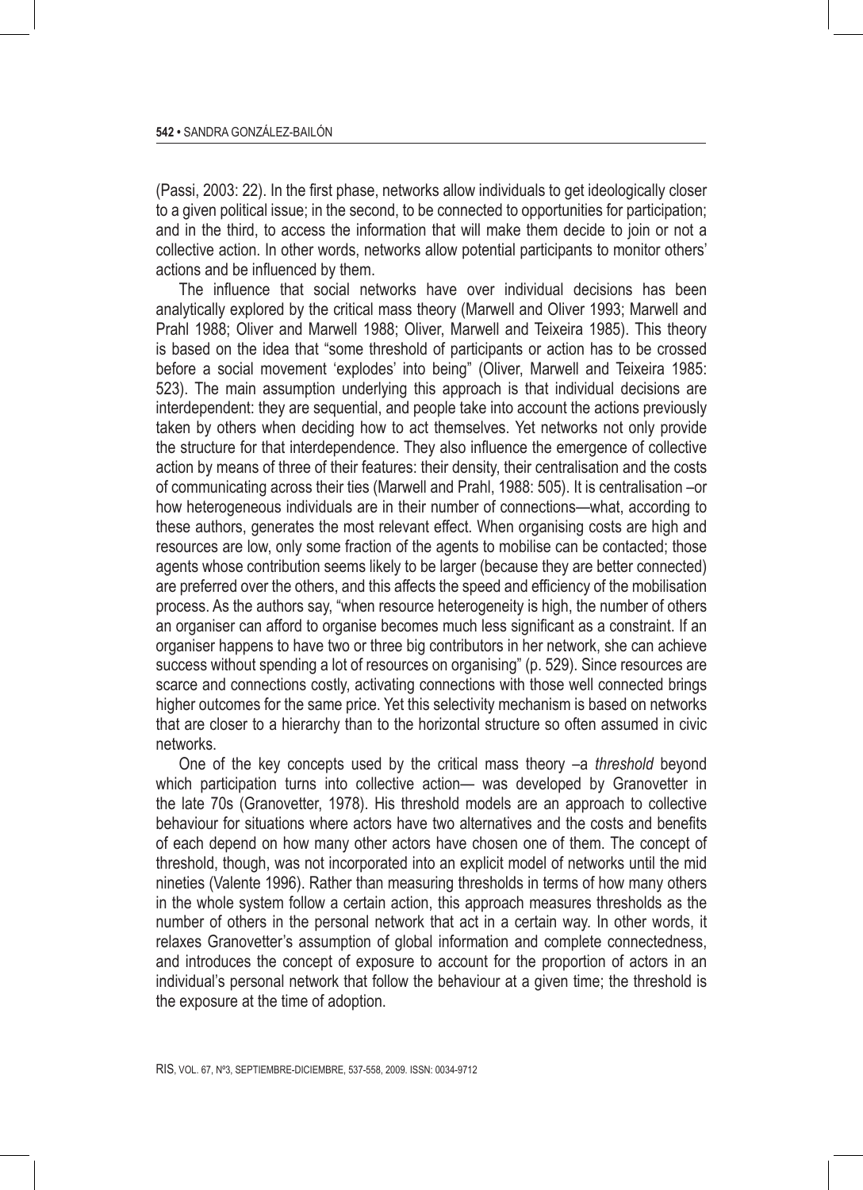(Passi, 2003: 22). In the first phase, networks allow individuals to get ideologically closer to a given political issue; in the second, to be connected to opportunities for participation; and in the third, to access the information that will make them decide to join or not a collective action. In other words, networks allow potential participants to monitor others' actions and be influenced by them.

The influence that social networks have over individual decisions has been analytically explored by the critical mass theory (Marwell and Oliver 1993; Marwell and Prahl 1988; Oliver and Marwell 1988; Oliver, Marwell and Teixeira 1985). This theory is based on the idea that "some threshold of participants or action has to be crossed before a social movement 'explodes' into being" (Oliver, Marwell and Teixeira 1985: 523). The main assumption underlying this approach is that individual decisions are interdependent: they are sequential, and people take into account the actions previously taken by others when deciding how to act themselves. Yet networks not only provide the structure for that interdependence. They also influence the emergence of collective action by means of three of their features: their density, their centralisation and the costs of communicating across their ties (Marwell and Prahl, 1988: 505). It is centralisation –or how heterogeneous individuals are in their number of connections—what, according to these authors, generates the most relevant effect. When organising costs are high and resources are low, only some fraction of the agents to mobilise can be contacted; those agents whose contribution seems likely to be larger (because they are better connected) are preferred over the others, and this affects the speed and efficiency of the mobilisation process. As the authors say, "when resource heterogeneity is high, the number of others an organiser can afford to organise becomes much less significant as a constraint. If an organiser happens to have two or three big contributors in her network, she can achieve success without spending a lot of resources on organising" (p. 529). Since resources are scarce and connections costly, activating connections with those well connected brings higher outcomes for the same price. Yet this selectivity mechanism is based on networks that are closer to a hierarchy than to the horizontal structure so often assumed in civic networks.

One of the key concepts used by the critical mass theory –a *threshold* beyond which participation turns into collective action— was developed by Granovetter in the late 70s (Granovetter, 1978). His threshold models are an approach to collective behaviour for situations where actors have two alternatives and the costs and benefits of each depend on how many other actors have chosen one of them. The concept of threshold, though, was not incorporated into an explicit model of networks until the mid nineties (Valente 1996). Rather than measuring thresholds in terms of how many others in the whole system follow a certain action, this approach measures thresholds as the number of others in the personal network that act in a certain way. In other words, it relaxes Granovetter's assumption of global information and complete connectedness, and introduces the concept of exposure to account for the proportion of actors in an individual's personal network that follow the behaviour at a given time; the threshold is the exposure at the time of adoption.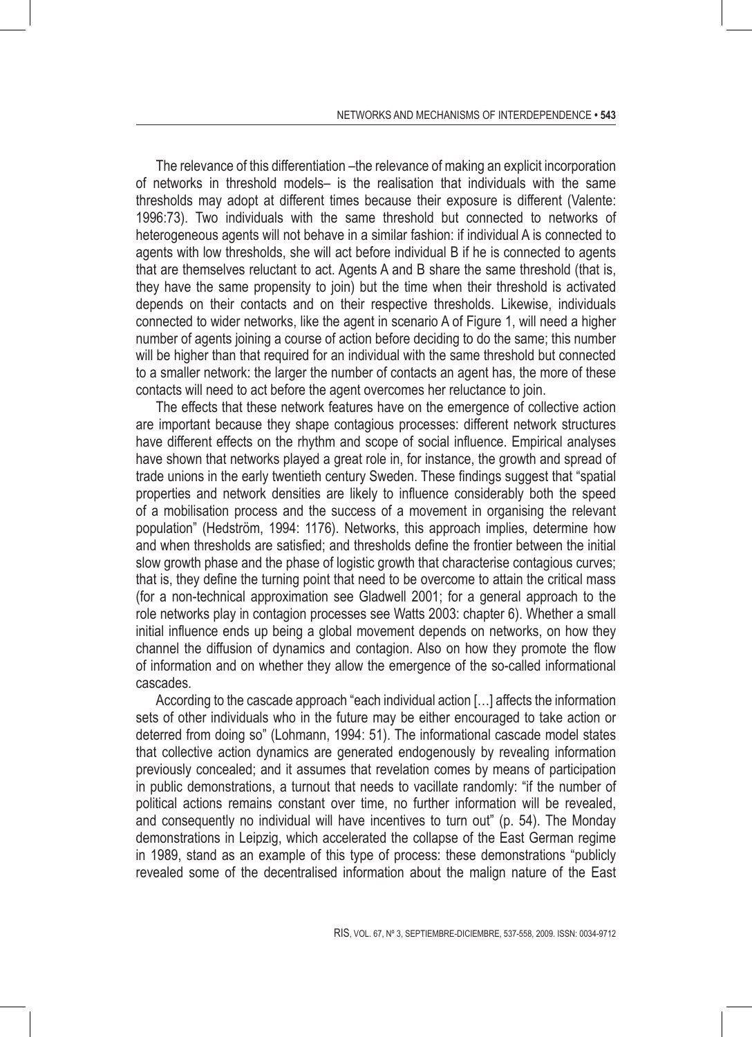The relevance of this differentiation –the relevance of making an explicit incorporation of networks in threshold models– is the realisation that individuals with the same thresholds may adopt at different times because their exposure is different (Valente: 1996:73). Two individuals with the same threshold but connected to networks of heterogeneous agents will not behave in a similar fashion: if individual A is connected to agents with low thresholds, she will act before individual B if he is connected to agents that are themselves reluctant to act. Agents A and B share the same threshold (that is, they have the same propensity to join) but the time when their threshold is activated depends on their contacts and on their respective thresholds. Likewise, individuals connected to wider networks, like the agent in scenario A of Figure 1, will need a higher number of agents joining a course of action before deciding to do the same; this number will be higher than that required for an individual with the same threshold but connected to a smaller network: the larger the number of contacts an agent has, the more of these contacts will need to act before the agent overcomes her reluctance to join.

The effects that these network features have on the emergence of collective action are important because they shape contagious processes: different network structures have different effects on the rhythm and scope of social influence. Empirical analyses have shown that networks played a great role in, for instance, the growth and spread of trade unions in the early twentieth century Sweden. These findings suggest that "spatial properties and network densities are likely to influence considerably both the speed of a mobilisation process and the success of a movement in organising the relevant population" (Hedström, 1994: 1176). Networks, this approach implies, determine how and when thresholds are satisfied; and thresholds define the frontier between the initial slow growth phase and the phase of logistic growth that characterise contagious curves; that is, they define the turning point that need to be overcome to attain the critical mass (for a non-technical approximation see Gladwell 2001; for a general approach to the role networks play in contagion processes see Watts 2003: chapter 6). Whether a small initial influence ends up being a global movement depends on networks, on how they channel the diffusion of dynamics and contagion. Also on how they promote the flow of information and on whether they allow the emergence of the so-called informational cascades.

According to the cascade approach "each individual action […] affects the information sets of other individuals who in the future may be either encouraged to take action or deterred from doing so" (Lohmann, 1994: 51). The informational cascade model states that collective action dynamics are generated endogenously by revealing information previously concealed; and it assumes that revelation comes by means of participation in public demonstrations, a turnout that needs to vacillate randomly: "if the number of political actions remains constant over time, no further information will be revealed, and consequently no individual will have incentives to turn out" (p. 54). The Monday demonstrations in Leipzig, which accelerated the collapse of the East German regime in 1989, stand as an example of this type of process: these demonstrations "publicly revealed some of the decentralised information about the malign nature of the East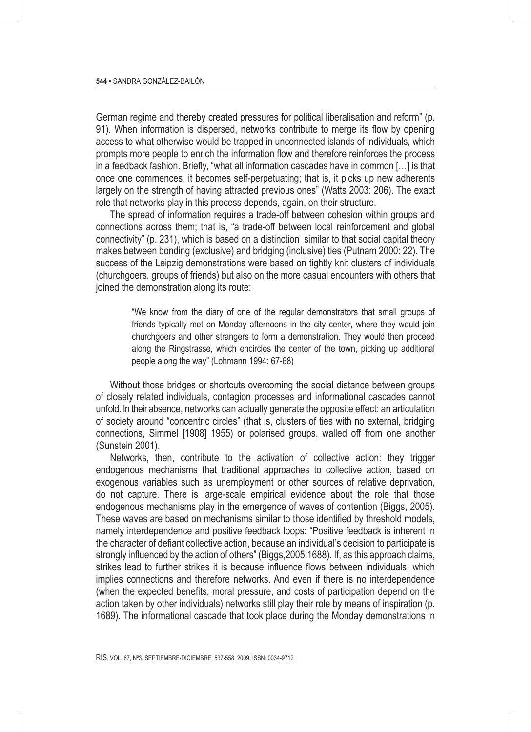German regime and thereby created pressures for political liberalisation and reform" (p. 91). When information is dispersed, networks contribute to merge its flow by opening access to what otherwise would be trapped in unconnected islands of individuals, which prompts more people to enrich the information flow and therefore reinforces the process in a feedback fashion. Briefly, "what all information cascades have in common […] is that once one commences, it becomes self-perpetuating; that is, it picks up new adherents largely on the strength of having attracted previous ones" (Watts 2003: 206). The exact role that networks play in this process depends, again, on their structure.

The spread of information requires a trade-off between cohesion within groups and connections across them; that is, "a trade-off between local reinforcement and global connectivity" (p. 231), which is based on a distinction similar to that social capital theory makes between bonding (exclusive) and bridging (inclusive) ties (Putnam 2000: 22). The success of the Leipzig demonstrations were based on tightly knit clusters of individuals (churchgoers, groups of friends) but also on the more casual encounters with others that joined the demonstration along its route:

> "We know from the diary of one of the regular demonstrators that small groups of friends typically met on Monday afternoons in the city center, where they would join churchgoers and other strangers to form a demonstration. They would then proceed along the Ringstrasse, which encircles the center of the town, picking up additional people along the way" (Lohmann 1994: 67-68)

Without those bridges or shortcuts overcoming the social distance between groups of closely related individuals, contagion processes and informational cascades cannot unfold. In their absence, networks can actually generate the opposite effect: an articulation of society around "concentric circles" (that is, clusters of ties with no external, bridging connections, Simmel [1908] 1955) or polarised groups, walled off from one another (Sunstein 2001).

Networks, then, contribute to the activation of collective action: they trigger endogenous mechanisms that traditional approaches to collective action, based on exogenous variables such as unemployment or other sources of relative deprivation, do not capture. There is large-scale empirical evidence about the role that those endogenous mechanisms play in the emergence of waves of contention (Biggs, 2005). These waves are based on mechanisms similar to those identified by threshold models, namely interdependence and positive feedback loops: "Positive feedback is inherent in the character of defiant collective action, because an individual's decision to participate is strongly influenced by the action of others" (Biggs,2005:1688). If, as this approach claims, strikes lead to further strikes it is because influence flows between individuals, which implies connections and therefore networks. And even if there is no interdependence (when the expected benefits, moral pressure, and costs of participation depend on the action taken by other individuals) networks still play their role by means of inspiration (p. 1689). The informational cascade that took place during the Monday demonstrations in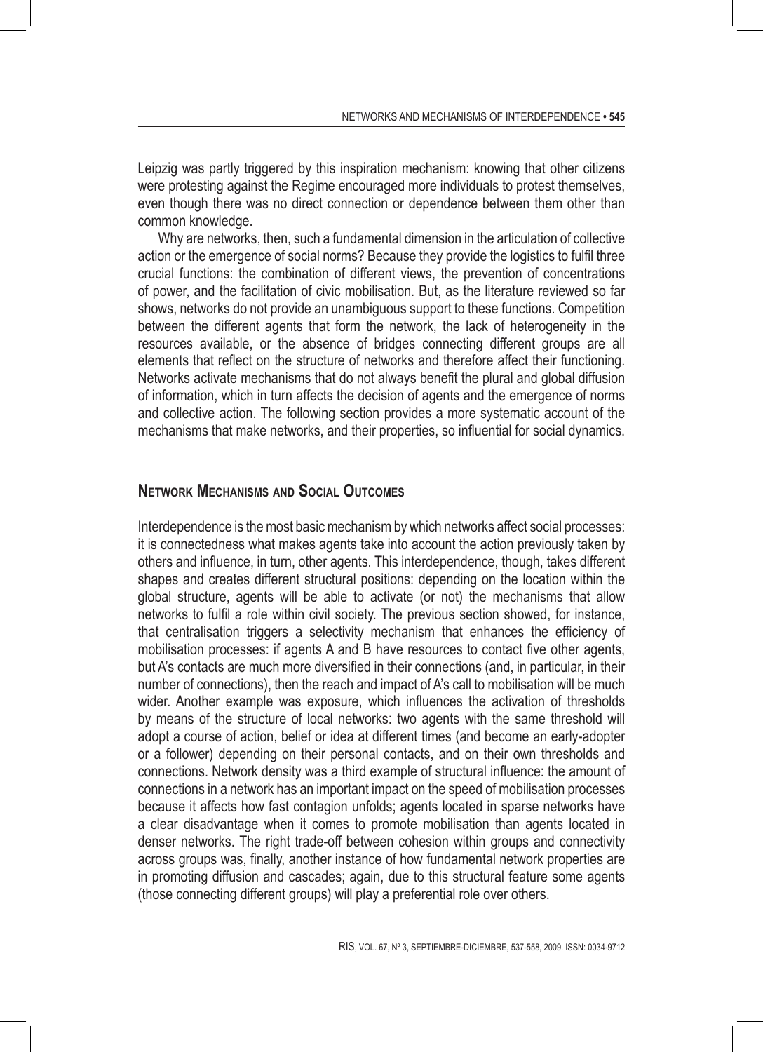Leipzig was partly triggered by this inspiration mechanism: knowing that other citizens were protesting against the Regime encouraged more individuals to protest themselves, even though there was no direct connection or dependence between them other than common knowledge.

Why are networks, then, such a fundamental dimension in the articulation of collective action or the emergence of social norms? Because they provide the logistics to fulfil three crucial functions: the combination of different views, the prevention of concentrations of power, and the facilitation of civic mobilisation. But, as the literature reviewed so far shows, networks do not provide an unambiguous support to these functions. Competition between the different agents that form the network, the lack of heterogeneity in the resources available, or the absence of bridges connecting different groups are all elements that reflect on the structure of networks and therefore affect their functioning. Networks activate mechanisms that do not always benefit the plural and global diffusion of information, which in turn affects the decision of agents and the emergence of norms and collective action. The following section provides a more systematic account of the mechanisms that make networks, and their properties, so influential for social dynamics.

## Network Mechanisms and Social Outcomes

Interdependence is the most basic mechanism by which networks affect social processes: it is connectedness what makes agents take into account the action previously taken by others and influence, in turn, other agents. This interdependence, though, takes different shapes and creates different structural positions: depending on the location within the global structure, agents will be able to activate (or not) the mechanisms that allow networks to fulfil a role within civil society. The previous section showed, for instance, that centralisation triggers a selectivity mechanism that enhances the efficiency of mobilisation processes: if agents A and B have resources to contact five other agents, but A's contacts are much more diversified in their connections (and, in particular, in their number of connections), then the reach and impact of A's call to mobilisation will be much wider. Another example was exposure, which influences the activation of thresholds by means of the structure of local networks: two agents with the same threshold will adopt a course of action, belief or idea at different times (and become an early-adopter or a follower) depending on their personal contacts, and on their own thresholds and connections. Network density was a third example of structural influence: the amount of connections in a network has an important impact on the speed of mobilisation processes because it affects how fast contagion unfolds; agents located in sparse networks have a clear disadvantage when it comes to promote mobilisation than agents located in denser networks. The right trade-off between cohesion within groups and connectivity across groups was, finally, another instance of how fundamental network properties are in promoting diffusion and cascades; again, due to this structural feature some agents (those connecting different groups) will play a preferential role over others.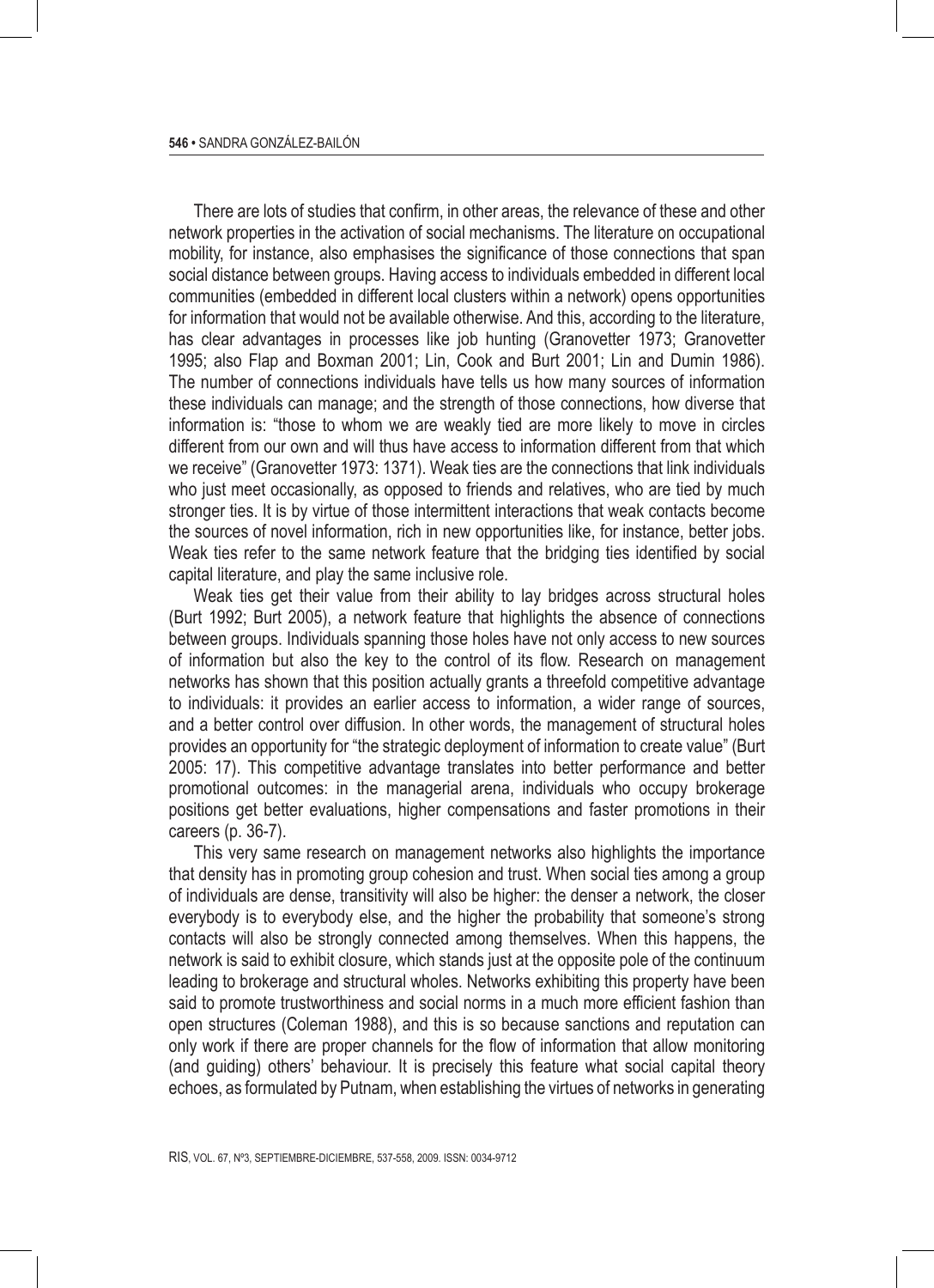There are lots of studies that confirm, in other areas, the relevance of these and other network properties in the activation of social mechanisms. The literature on occupational mobility, for instance, also emphasises the significance of those connections that span social distance between groups. Having access to individuals embedded in different local communities (embedded in different local clusters within a network) opens opportunities for information that would not be available otherwise. And this, according to the literature, has clear advantages in processes like job hunting (Granovetter 1973; Granovetter 1995; also Flap and Boxman 2001; Lin, Cook and Burt 2001; Lin and Dumin 1986). The number of connections individuals have tells us how many sources of information these individuals can manage; and the strength of those connections, how diverse that information is: "those to whom we are weakly tied are more likely to move in circles different from our own and will thus have access to information different from that which we receive" (Granovetter 1973: 1371). Weak ties are the connections that link individuals who just meet occasionally, as opposed to friends and relatives, who are tied by much stronger ties. It is by virtue of those intermittent interactions that weak contacts become the sources of novel information, rich in new opportunities like, for instance, better jobs. Weak ties refer to the same network feature that the bridging ties identified by social capital literature, and play the same inclusive role.

Weak ties get their value from their ability to lay bridges across structural holes (Burt 1992; Burt 2005), a network feature that highlights the absence of connections between groups. Individuals spanning those holes have not only access to new sources of information but also the key to the control of its flow. Research on management networks has shown that this position actually grants a threefold competitive advantage to individuals: it provides an earlier access to information, a wider range of sources, and a better control over diffusion. In other words, the management of structural holes provides an opportunity for "the strategic deployment of information to create value" (Burt 2005: 17). This competitive advantage translates into better performance and better promotional outcomes: in the managerial arena, individuals who occupy brokerage positions get better evaluations, higher compensations and faster promotions in their careers (p. 36-7).

This very same research on management networks also highlights the importance that density has in promoting group cohesion and trust. When social ties among a group of individuals are dense, transitivity will also be higher: the denser a network, the closer everybody is to everybody else, and the higher the probability that someone's strong contacts will also be strongly connected among themselves. When this happens, the network is said to exhibit closure, which stands just at the opposite pole of the continuum leading to brokerage and structural wholes. Networks exhibiting this property have been said to promote trustworthiness and social norms in a much more efficient fashion than open structures (Coleman 1988), and this is so because sanctions and reputation can only work if there are proper channels for the flow of information that allow monitoring (and guiding) others' behaviour. It is precisely this feature what social capital theory echoes, as formulated by Putnam, when establishing the virtues of networks in generating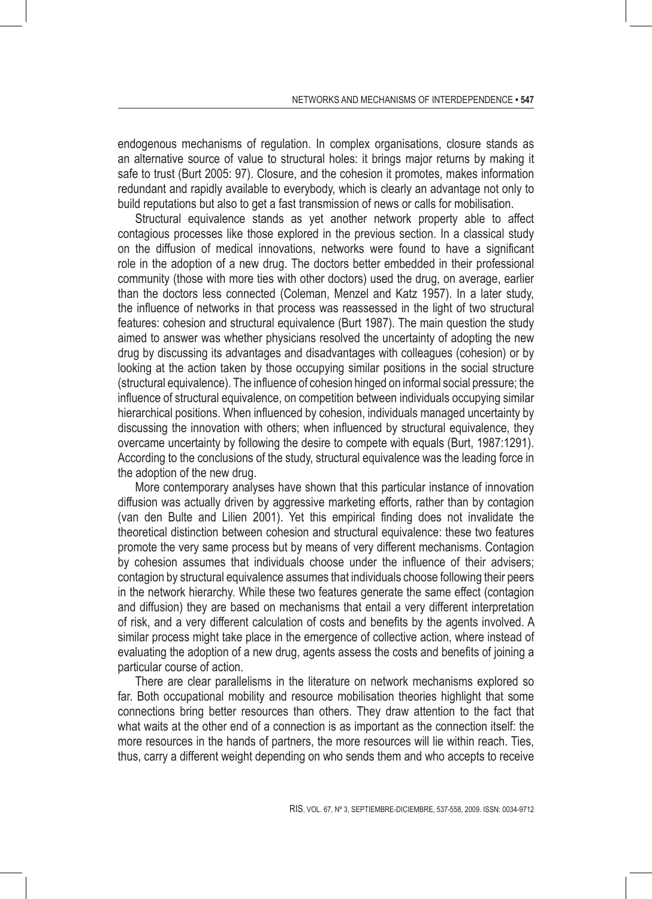endogenous mechanisms of regulation. In complex organisations, closure stands as an alternative source of value to structural holes: it brings major returns by making it safe to trust (Burt 2005: 97). Closure, and the cohesion it promotes, makes information redundant and rapidly available to everybody, which is clearly an advantage not only to build reputations but also to get a fast transmission of news or calls for mobilisation.

Structural equivalence stands as yet another network property able to affect contagious processes like those explored in the previous section. In a classical study on the diffusion of medical innovations, networks were found to have a significant role in the adoption of a new drug. The doctors better embedded in their professional community (those with more ties with other doctors) used the drug, on average, earlier than the doctors less connected (Coleman, Menzel and Katz 1957). In a later study, the influence of networks in that process was reassessed in the light of two structural features: cohesion and structural equivalence (Burt 1987). The main question the study aimed to answer was whether physicians resolved the uncertainty of adopting the new drug by discussing its advantages and disadvantages with colleagues (cohesion) or by looking at the action taken by those occupying similar positions in the social structure (structural equivalence). The influence of cohesion hinged on informal social pressure; the influence of structural equivalence, on competition between individuals occupying similar hierarchical positions. When influenced by cohesion, individuals managed uncertainty by discussing the innovation with others; when influenced by structural equivalence, they overcame uncertainty by following the desire to compete with equals (Burt, 1987:1291). According to the conclusions of the study, structural equivalence was the leading force in the adoption of the new drug.

More contemporary analyses have shown that this particular instance of innovation diffusion was actually driven by aggressive marketing efforts, rather than by contagion (van den Bulte and Lilien 2001). Yet this empirical finding does not invalidate the theoretical distinction between cohesion and structural equivalence: these two features promote the very same process but by means of very different mechanisms. Contagion by cohesion assumes that individuals choose under the influence of their advisers; contagion by structural equivalence assumes that individuals choose following their peers in the network hierarchy. While these two features generate the same effect (contagion and diffusion) they are based on mechanisms that entail a very different interpretation of risk, and a very different calculation of costs and benefits by the agents involved. A similar process might take place in the emergence of collective action, where instead of evaluating the adoption of a new drug, agents assess the costs and benefits of joining a particular course of action.

There are clear parallelisms in the literature on network mechanisms explored so far. Both occupational mobility and resource mobilisation theories highlight that some connections bring better resources than others. They draw attention to the fact that what waits at the other end of a connection is as important as the connection itself: the more resources in the hands of partners, the more resources will lie within reach. Ties, thus, carry a different weight depending on who sends them and who accepts to receive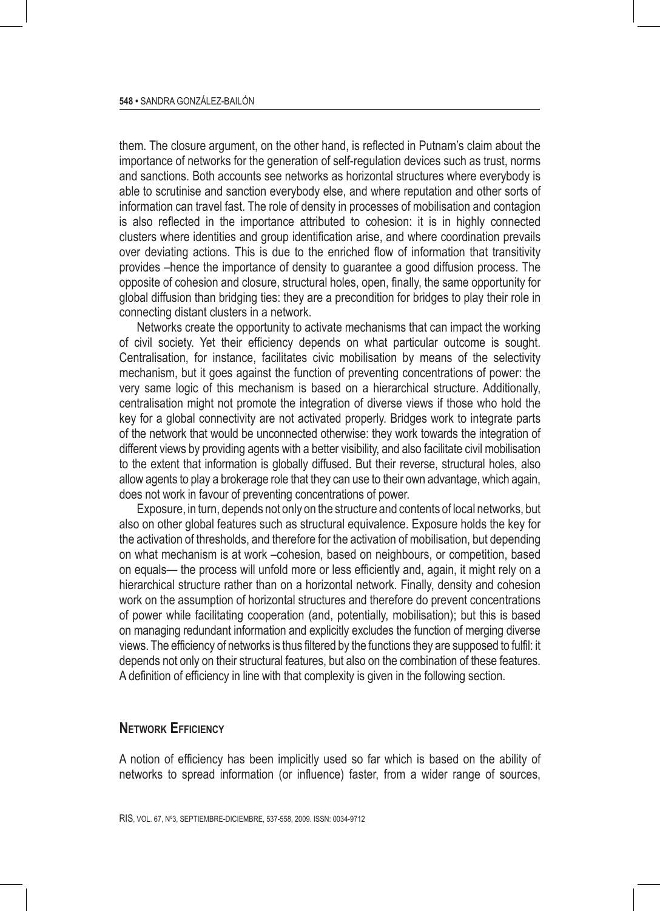them. The closure argument, on the other hand, is reflected in Putnam's claim about the importance of networks for the generation of self-regulation devices such as trust, norms and sanctions. Both accounts see networks as horizontal structures where everybody is able to scrutinise and sanction everybody else, and where reputation and other sorts of information can travel fast. The role of density in processes of mobilisation and contagion is also reflected in the importance attributed to cohesion: it is in highly connected clusters where identities and group identification arise, and where coordination prevails over deviating actions. This is due to the enriched flow of information that transitivity provides –hence the importance of density to guarantee a good diffusion process. The opposite of cohesion and closure, structural holes, open, finally, the same opportunity for global diffusion than bridging ties: they are a precondition for bridges to play their role in connecting distant clusters in a network.

Networks create the opportunity to activate mechanisms that can impact the working of civil society. Yet their efficiency depends on what particular outcome is sought. Centralisation, for instance, facilitates civic mobilisation by means of the selectivity mechanism, but it goes against the function of preventing concentrations of power: the very same logic of this mechanism is based on a hierarchical structure. Additionally, centralisation might not promote the integration of diverse views if those who hold the key for a global connectivity are not activated properly. Bridges work to integrate parts of the network that would be unconnected otherwise: they work towards the integration of different views by providing agents with a better visibility, and also facilitate civil mobilisation to the extent that information is globally diffused. But their reverse, structural holes, also allow agents to play a brokerage role that they can use to their own advantage, which again, does not work in favour of preventing concentrations of power.

Exposure, in turn, depends not only on the structure and contents of local networks, but also on other global features such as structural equivalence. Exposure holds the key for the activation of thresholds, and therefore for the activation of mobilisation, but depending on what mechanism is at work –cohesion, based on neighbours, or competition, based on equals— the process will unfold more or less efficiently and, again, it might rely on a hierarchical structure rather than on a horizontal network. Finally, density and cohesion work on the assumption of horizontal structures and therefore do prevent concentrations of power while facilitating cooperation (and, potentially, mobilisation); but this is based on managing redundant information and explicitly excludes the function of merging diverse views. The efficiency of networks is thus filtered by the functions they are supposed to fulfil: it depends not only on their structural features, but also on the combination of these features. A definition of efficiency in line with that complexity is given in the following section.

## Network Efficiency

A notion of efficiency has been implicitly used so far which is based on the ability of networks to spread information (or influence) faster, from a wider range of sources,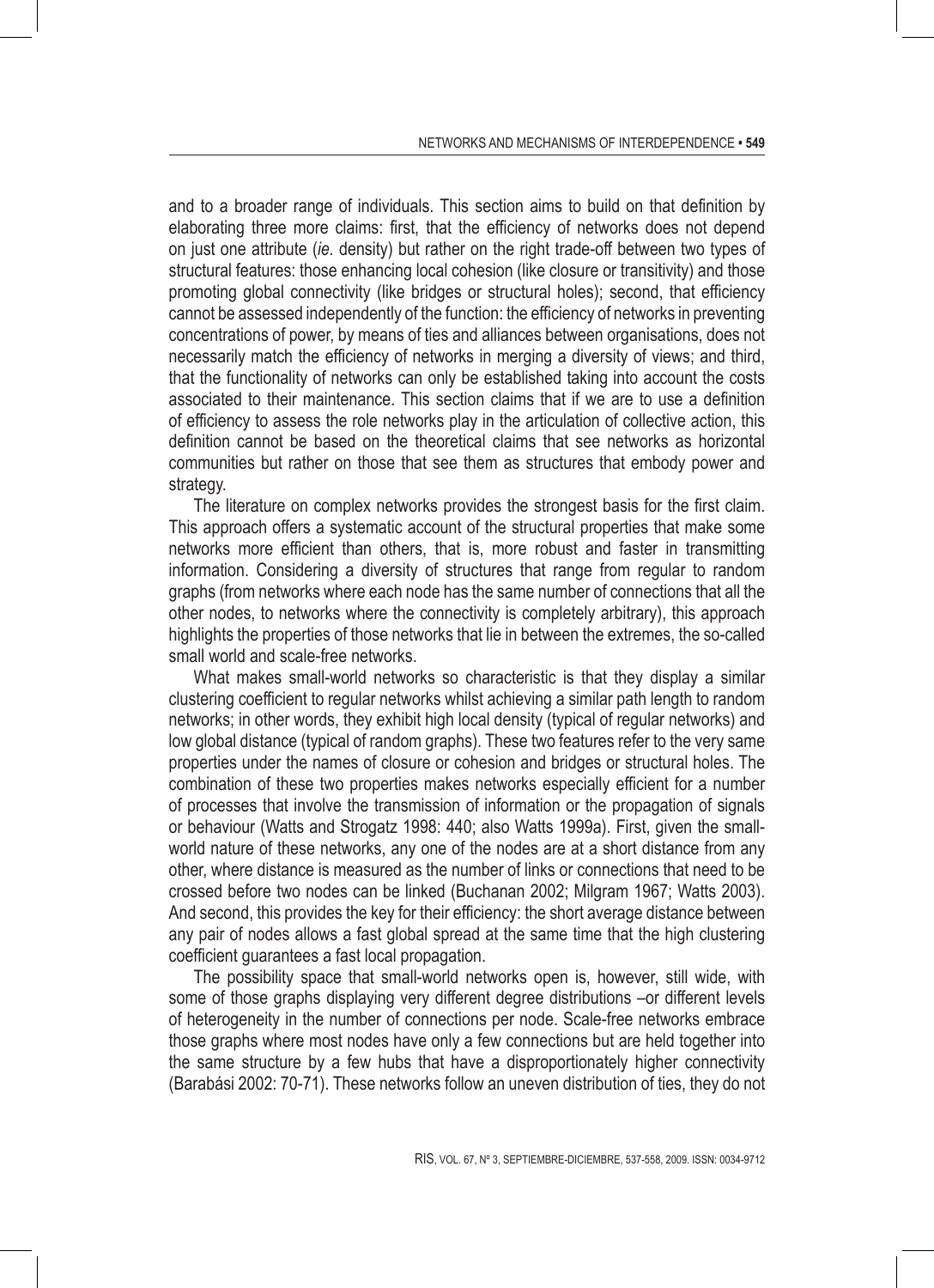and to a broader range of individuals. This section aims to build on that definition by elaborating three more claims: first, that the efficiency of networks does not depend on just one attribute (*ie.* density) but rather on the right trade-off between two types of structural features: those enhancing local cohesion (like closure or transitivity) and those promoting global connectivity (like bridges or structural holes); second, that efficiency cannot be assessed independently of the function: the efficiency of networks in preventing concentrations of power, by means of ties and alliances between organisations, does not necessarily match the efficiency of networks in merging a diversity of views; and third, that the functionality of networks can only be established taking into account the costs associated to their maintenance. This section claims that if we are to use a definition of efficiency to assess the role networks play in the articulation of collective action, this definition cannot be based on the theoretical claims that see networks as horizontal communities but rather on those that see them as structures that embody power and strategy.

The literature on complex networks provides the strongest basis for the first claim. This approach offers a systematic account of the structural properties that make some networks more efficient than others, that is, more robust and faster in transmitting information. Considering a diversity of structures that range from regular to random graphs (from networks where each node has the same number of connections that all the other nodes, to networks where the connectivity is completely arbitrary), this approach highlights the properties of those networks that lie in between the extremes, the so-called small world and scale-free networks.

What makes small-world networks so characteristic is that they display a similar clustering coefficient to regular networks whilst achieving a similar path length to random networks; in other words, they exhibit high local density (typical of regular networks) and low global distance (typical of random graphs). These two features refer to the very same properties under the names of closure or cohesion and bridges or structural holes. The combination of these two properties makes networks especially efficient for a number of processes that involve the transmission of information or the propagation of signals or behaviour (Watts and Strogatz 1998: 440; also Watts 1999a). First, given the small-world nature of these networks, any one of the nodes are at a short distance from any other, where distance is measured as the number of links or connections that need to be crossed before two nodes can be linked (Buchanan 2002; Milgram 1967; Watts 2003). And second, this provides the key for their efficiency: the short average distance between any pair of nodes allows a fast global spread at the same time that the high clustering coefficient guarantees a fast local propagation.

The possibility space that small-world networks open is, however, still wide, with some of those graphs displaying very different degree distributions –or different levels of heterogeneity in the number of connections per node. Scale-free networks embrace those graphs where most nodes have only a few connections but are held together into the same structure by a few hubs that have a disproportionately higher connectivity (Barabási 2002: 70-71). These networks follow an uneven distribution of ties, they do not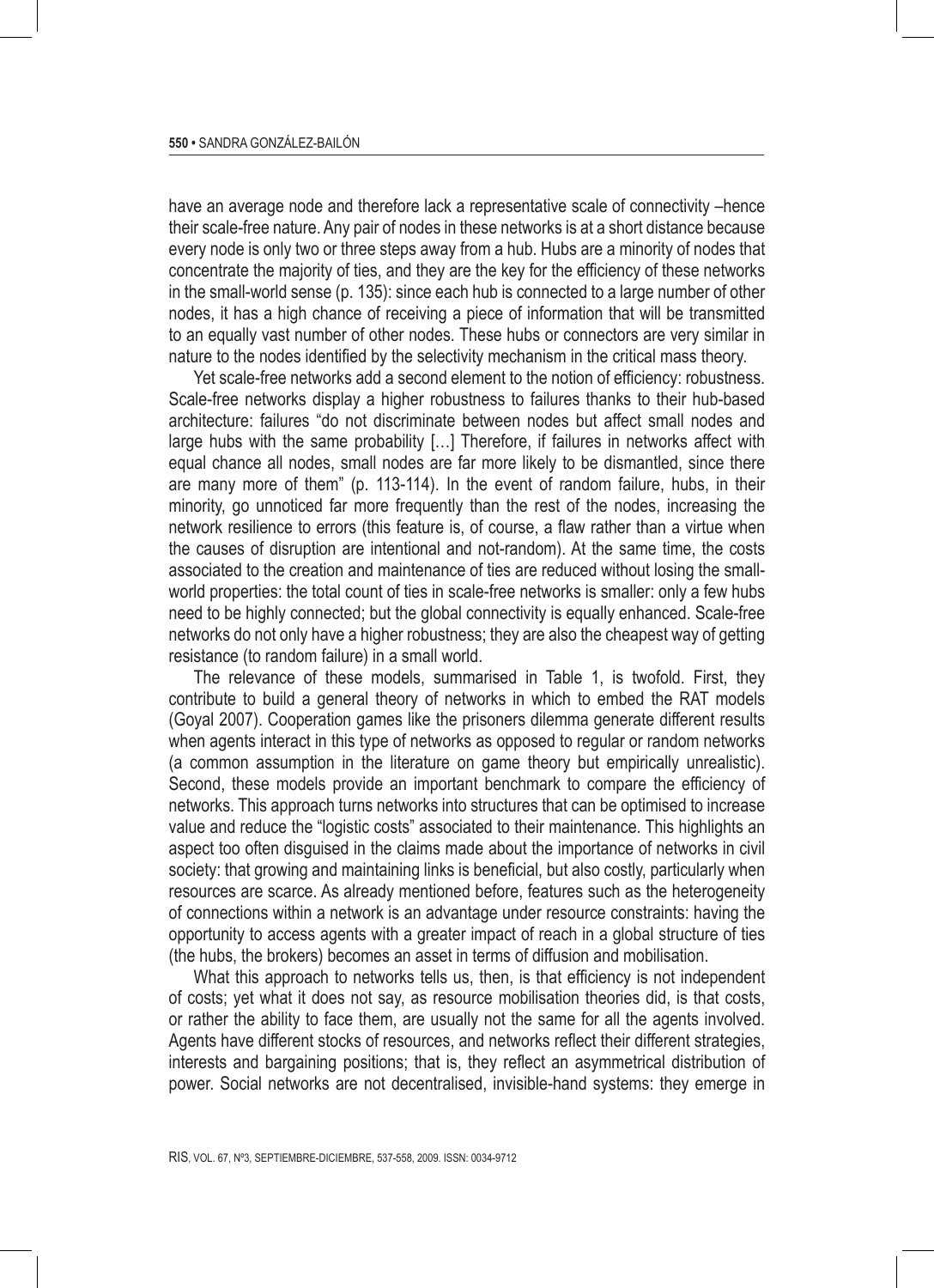have an average node and therefore lack a representative scale of connectivity –hence their scale-free nature. Any pair of nodes in these networks is at a short distance because every node is only two or three steps away from a hub. Hubs are a minority of nodes that concentrate the majority of ties, and they are the key for the efficiency of these networks in the small-world sense (p. 135): since each hub is connected to a large number of other nodes, it has a high chance of receiving a piece of information that will be transmitted to an equally vast number of other nodes. These hubs or connectors are very similar in nature to the nodes identified by the selectivity mechanism in the critical mass theory.

Yet scale-free networks add a second element to the notion of efficiency: robustness. Scale-free networks display a higher robustness to failures thanks to their hub-based architecture: failures "do not discriminate between nodes but affect small nodes and large hubs with the same probability […] Therefore, if failures in networks affect with equal chance all nodes, small nodes are far more likely to be dismantled, since there are many more of them" (p. 113-114). In the event of random failure, hubs, in their minority, go unnoticed far more frequently than the rest of the nodes, increasing the network resilience to errors (this feature is, of course, a flaw rather than a virtue when the causes of disruption are intentional and not-random). At the same time, the costs associated to the creation and maintenance of ties are reduced without losing the small-world properties: the total count of ties in scale-free networks is smaller: only a few hubs need to be highly connected; but the global connectivity is equally enhanced. Scale-free networks do not only have a higher robustness; they are also the cheapest way of getting resistance (to random failure) in a small world.

The relevance of these models, summarised in Table 1, is twofold. First, they contribute to build a general theory of networks in which to embed the RAT models (Goyal 2007). Cooperation games like the prisoners dilemma generate different results when agents interact in this type of networks as opposed to regular or random networks (a common assumption in the literature on game theory but empirically unrealistic). Second, these models provide an important benchmark to compare the efficiency of networks. This approach turns networks into structures that can be optimised to increase value and reduce the "logistic costs" associated to their maintenance. This highlights an aspect too often disguised in the claims made about the importance of networks in civil society: that growing and maintaining links is beneficial, but also costly, particularly when resources are scarce. As already mentioned before, features such as the heterogeneity of connections within a network is an advantage under resource constraints: having the opportunity to access agents with a greater impact of reach in a global structure of ties (the hubs, the brokers) becomes an asset in terms of diffusion and mobilisation.

What this approach to networks tells us, then, is that efficiency is not independent of costs; yet what it does not say, as resource mobilisation theories did, is that costs, or rather the ability to face them, are usually not the same for all the agents involved. Agents have different stocks of resources, and networks reflect their different strategies, interests and bargaining positions; that is, they reflect an asymmetrical distribution of power. Social networks are not decentralised, invisible-hand systems: they emerge in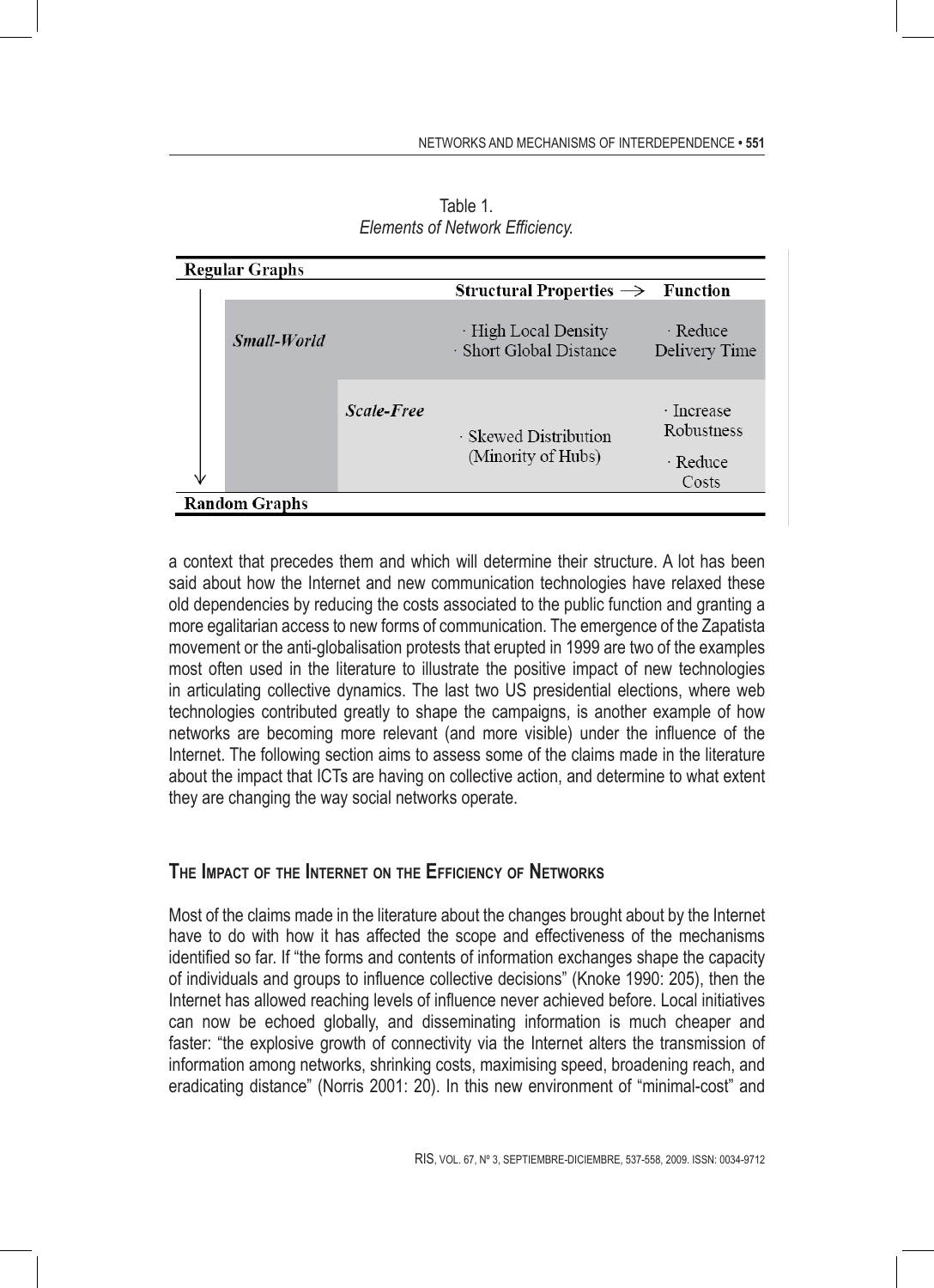Table 1.
*Elements of Network Efficiency.*

| Regular Graphs | | Structural Properties → | Function |
|---|---|---|---|
| *Small-World* | | · High Local Density<br>· Short Global Distance | · Reduce Delivery Time |
| | *Scale-Free* | · Skewed Distribution (Minority of Hubs) | · Increase Robustness<br>· Reduce Costs |
| Random Graphs | | | |

a context that precedes them and which will determine their structure. A lot has been said about how the Internet and new communication technologies have relaxed these old dependencies by reducing the costs associated to the public function and granting a more egalitarian access to new forms of communication. The emergence of the Zapatista movement or the anti-globalisation protests that erupted in 1999 are two of the examples most often used in the literature to illustrate the positive impact of new technologies in articulating collective dynamics. The last two US presidential elections, where web technologies contributed greatly to shape the campaigns, is another example of how networks are becoming more relevant (and more visible) under the influence of the Internet. The following section aims to assess some of the claims made in the literature about the impact that ICTs are having on collective action, and determine to what extent they are changing the way social networks operate.

## The Impact of the Internet on the Efficiency of Networks

Most of the claims made in the literature about the changes brought about by the Internet have to do with how it has affected the scope and effectiveness of the mechanisms identified so far. If "the forms and contents of information exchanges shape the capacity of individuals and groups to influence collective decisions" (Knoke 1990: 205), then the Internet has allowed reaching levels of influence never achieved before. Local initiatives can now be echoed globally, and disseminating information is much cheaper and faster: "the explosive growth of connectivity via the Internet alters the transmission of information among networks, shrinking costs, maximising speed, broadening reach, and eradicating distance" (Norris 2001: 20). In this new environment of "minimal-cost" and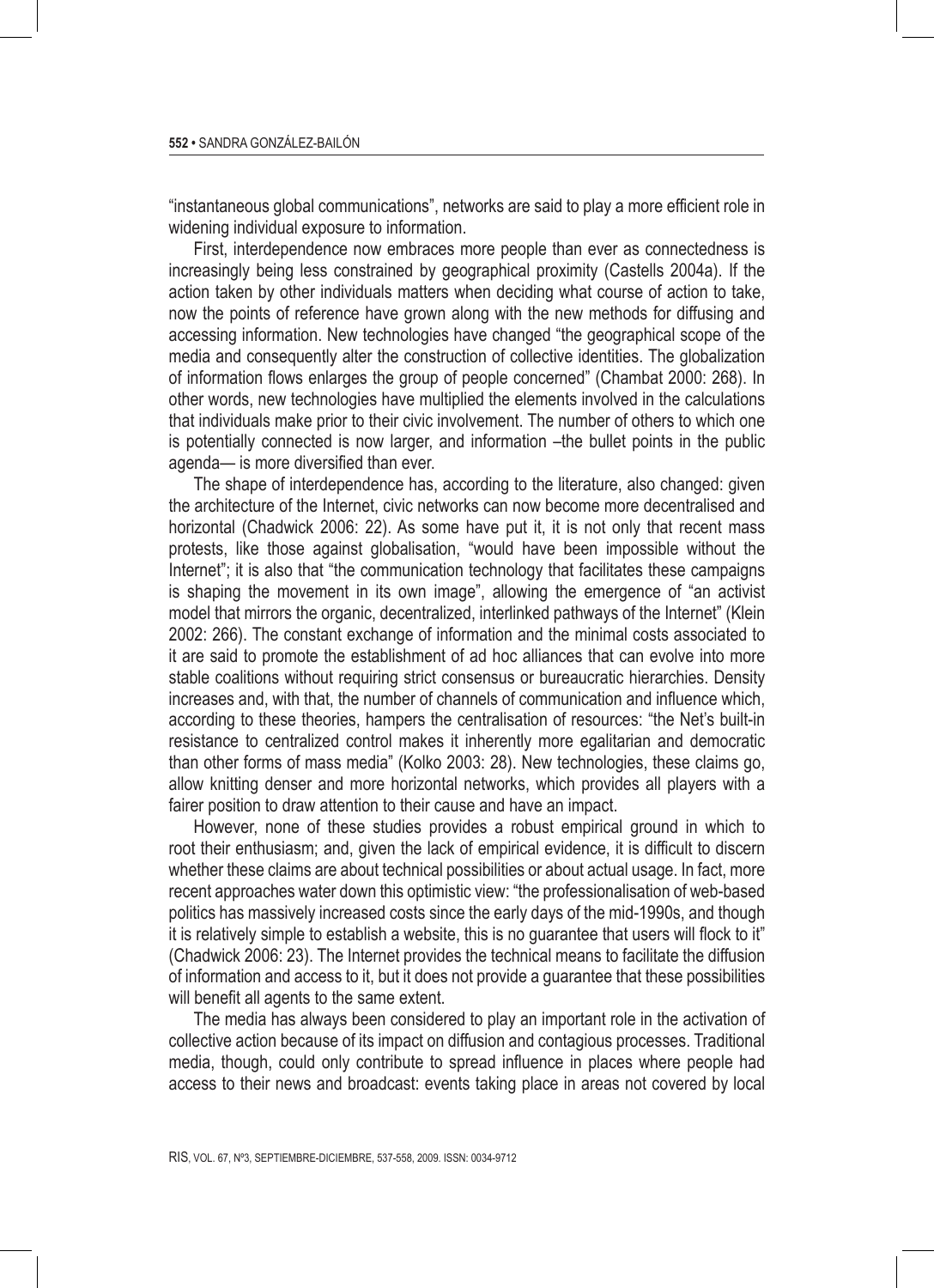"instantaneous global communications", networks are said to play a more efficient role in widening individual exposure to information.

First, interdependence now embraces more people than ever as connectedness is increasingly being less constrained by geographical proximity (Castells 2004a). If the action taken by other individuals matters when deciding what course of action to take, now the points of reference have grown along with the new methods for diffusing and accessing information. New technologies have changed "the geographical scope of the media and consequently alter the construction of collective identities. The globalization of information flows enlarges the group of people concerned" (Chambat 2000: 268). In other words, new technologies have multiplied the elements involved in the calculations that individuals make prior to their civic involvement. The number of others to which one is potentially connected is now larger, and information –the bullet points in the public agenda— is more diversified than ever.

The shape of interdependence has, according to the literature, also changed: given the architecture of the Internet, civic networks can now become more decentralised and horizontal (Chadwick 2006: 22). As some have put it, it is not only that recent mass protests, like those against globalisation, "would have been impossible without the Internet"; it is also that "the communication technology that facilitates these campaigns is shaping the movement in its own image", allowing the emergence of "an activist model that mirrors the organic, decentralized, interlinked pathways of the Internet" (Klein 2002: 266). The constant exchange of information and the minimal costs associated to it are said to promote the establishment of ad hoc alliances that can evolve into more stable coalitions without requiring strict consensus or bureaucratic hierarchies. Density increases and, with that, the number of channels of communication and influence which, according to these theories, hampers the centralisation of resources: "the Net's built-in resistance to centralized control makes it inherently more egalitarian and democratic than other forms of mass media" (Kolko 2003: 28). New technologies, these claims go, allow knitting denser and more horizontal networks, which provides all players with a fairer position to draw attention to their cause and have an impact.

However, none of these studies provides a robust empirical ground in which to root their enthusiasm; and, given the lack of empirical evidence, it is difficult to discern whether these claims are about technical possibilities or about actual usage. In fact, more recent approaches water down this optimistic view: "the professionalisation of web-based politics has massively increased costs since the early days of the mid-1990s, and though it is relatively simple to establish a website, this is no guarantee that users will flock to it" (Chadwick 2006: 23). The Internet provides the technical means to facilitate the diffusion of information and access to it, but it does not provide a guarantee that these possibilities will benefit all agents to the same extent.

The media has always been considered to play an important role in the activation of collective action because of its impact on diffusion and contagious processes. Traditional media, though, could only contribute to spread influence in places where people had access to their news and broadcast: events taking place in areas not covered by local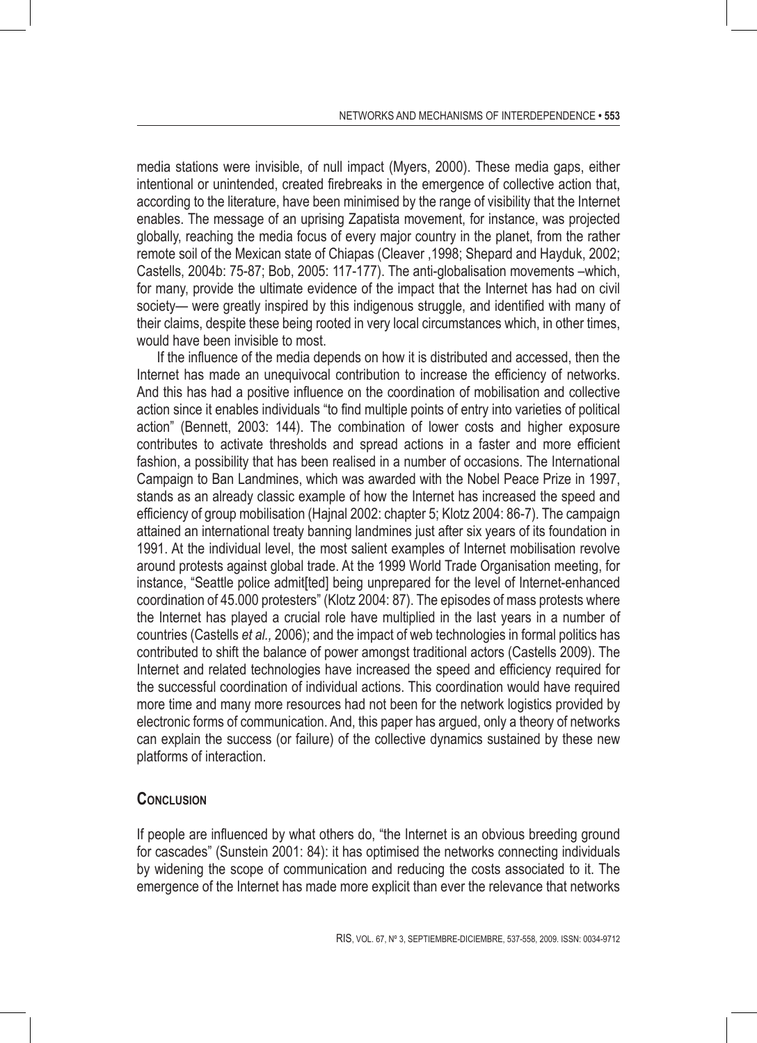media stations were invisible, of null impact (Myers, 2000). These media gaps, either intentional or unintended, created firebreaks in the emergence of collective action that, according to the literature, have been minimised by the range of visibility that the Internet enables. The message of an uprising Zapatista movement, for instance, was projected globally, reaching the media focus of every major country in the planet, from the rather remote soil of the Mexican state of Chiapas (Cleaver ,1998; Shepard and Hayduk, 2002; Castells, 2004b: 75-87; Bob, 2005: 117-177). The anti-globalisation movements –which, for many, provide the ultimate evidence of the impact that the Internet has had on civil society— were greatly inspired by this indigenous struggle, and identified with many of their claims, despite these being rooted in very local circumstances which, in other times, would have been invisible to most.

If the influence of the media depends on how it is distributed and accessed, then the Internet has made an unequivocal contribution to increase the efficiency of networks. And this has had a positive influence on the coordination of mobilisation and collective action since it enables individuals "to find multiple points of entry into varieties of political action" (Bennett, 2003: 144). The combination of lower costs and higher exposure contributes to activate thresholds and spread actions in a faster and more efficient fashion, a possibility that has been realised in a number of occasions. The International Campaign to Ban Landmines, which was awarded with the Nobel Peace Prize in 1997, stands as an already classic example of how the Internet has increased the speed and efficiency of group mobilisation (Hajnal 2002: chapter 5; Klotz 2004: 86-7). The campaign attained an international treaty banning landmines just after six years of its foundation in 1991. At the individual level, the most salient examples of Internet mobilisation revolve around protests against global trade. At the 1999 World Trade Organisation meeting, for instance, "Seattle police admit[ted] being unprepared for the level of Internet-enhanced coordination of 45.000 protesters" (Klotz 2004: 87). The episodes of mass protests where the Internet has played a crucial role have multiplied in the last years in a number of countries (Castells *et al.,* 2006); and the impact of web technologies in formal politics has contributed to shift the balance of power amongst traditional actors (Castells 2009). The Internet and related technologies have increased the speed and efficiency required for the successful coordination of individual actions. This coordination would have required more time and many more resources had not been for the network logistics provided by electronic forms of communication. And, this paper has argued, only a theory of networks can explain the success (or failure) of the collective dynamics sustained by these new platforms of interaction.

## Conclusion

If people are influenced by what others do, "the Internet is an obvious breeding ground for cascades" (Sunstein 2001: 84): it has optimised the networks connecting individuals by widening the scope of communication and reducing the costs associated to it. The emergence of the Internet has made more explicit than ever the relevance that networks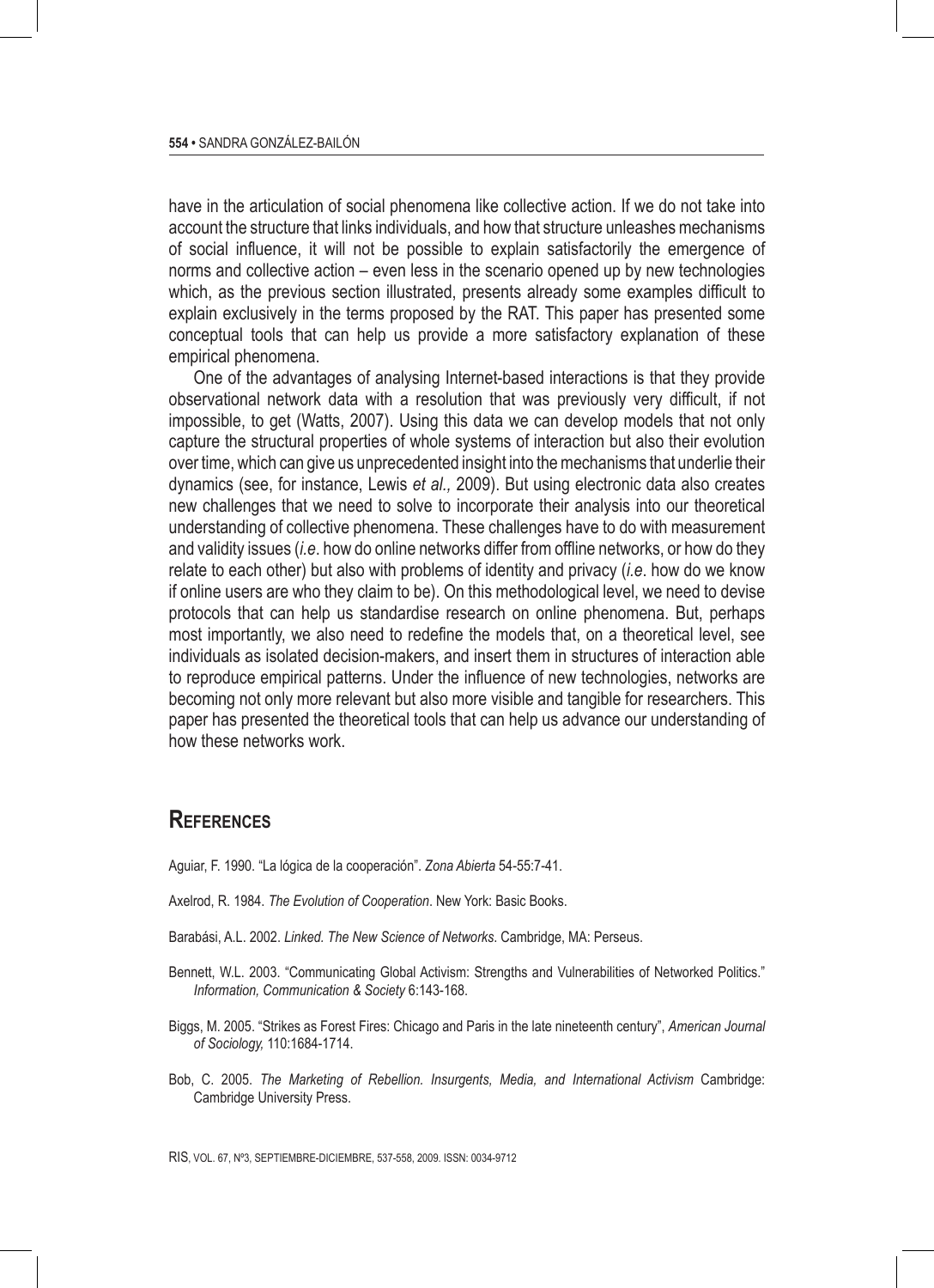have in the articulation of social phenomena like collective action. If we do not take into account the structure that links individuals, and how that structure unleashes mechanisms of social influence, it will not be possible to explain satisfactorily the emergence of norms and collective action – even less in the scenario opened up by new technologies which, as the previous section illustrated, presents already some examples difficult to explain exclusively in the terms proposed by the RAT. This paper has presented some conceptual tools that can help us provide a more satisfactory explanation of these empirical phenomena.

One of the advantages of analysing Internet-based interactions is that they provide observational network data with a resolution that was previously very difficult, if not impossible, to get (Watts, 2007). Using this data we can develop models that not only capture the structural properties of whole systems of interaction but also their evolution over time, which can give us unprecedented insight into the mechanisms that underlie their dynamics (see, for instance, Lewis *et al.,* 2009). But using electronic data also creates new challenges that we need to solve to incorporate their analysis into our theoretical understanding of collective phenomena. These challenges have to do with measurement and validity issues (*i.e*. how do online networks differ from offline networks, or how do they relate to each other) but also with problems of identity and privacy (*i.e*. how do we know if online users are who they claim to be). On this methodological level, we need to devise protocols that can help us standardise research on online phenomena. But, perhaps most importantly, we also need to redefine the models that, on a theoretical level, see individuals as isolated decision-makers, and insert them in structures of interaction able to reproduce empirical patterns. Under the influence of new technologies, networks are becoming not only more relevant but also more visible and tangible for researchers. This paper has presented the theoretical tools that can help us advance our understanding of how these networks work.

## References

Aguiar, F. 1990. "La lógica de la cooperación". *Zona Abierta* 54-55:7-41.

Axelrod, R. 1984. *The Evolution of Cooperation*. New York: Basic Books.

Barabási, A.L. 2002. *Linked. The New Science of Networks*. Cambridge, MA: Perseus.

Bennett, W.L. 2003. "Communicating Global Activism: Strengths and Vulnerabilities of Networked Politics." *Information, Communication & Society* 6:143-168.

Biggs, M. 2005. "Strikes as Forest Fires: Chicago and Paris in the late nineteenth century", *American Journal of Sociology,* 110:1684-1714.

Bob, C. 2005. *The Marketing of Rebellion. Insurgents, Media, and International Activism* Cambridge: Cambridge University Press.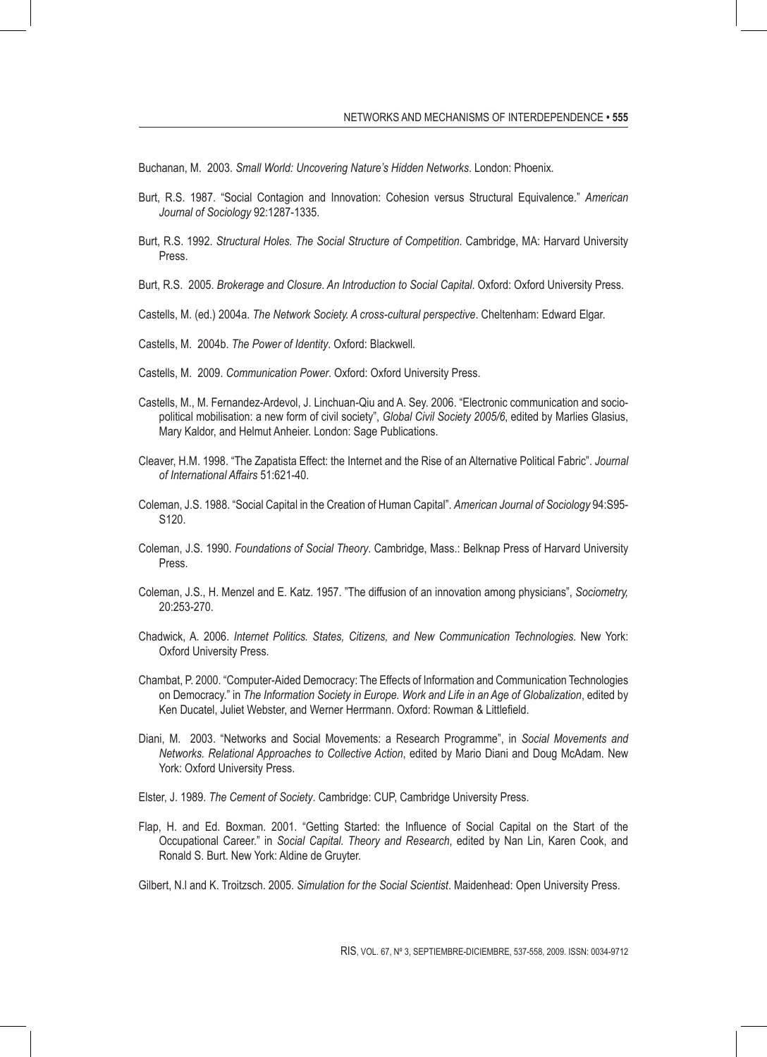Buchanan, M. 2003. *Small World: Uncovering Nature's Hidden Networks*. London: Phoenix.

Burt, R.S. 1987. "Social Contagion and Innovation: Cohesion versus Structural Equivalence." *American Journal of Sociology* 92:1287-1335.

Burt, R.S. 1992. *Structural Holes. The Social Structure of Competition*. Cambridge, MA: Harvard University Press.

Burt, R.S. 2005. *Brokerage and Closure. An Introduction to Social Capital*. Oxford: Oxford University Press.

Castells, M. (ed.) 2004a. *The Network Society. A cross-cultural perspective*. Cheltenham: Edward Elgar.

Castells, M. 2004b. *The Power of Identity*. Oxford: Blackwell.

Castells, M. 2009. *Communication Power*. Oxford: Oxford University Press.

Castells, M., M. Fernandez-Ardevol, J. Linchuan-Qiu and A. Sey. 2006. "Electronic communication and socio-political mobilisation: a new form of civil society", *Global Civil Society 2005/6*, edited by Marlies Glasius, Mary Kaldor, and Helmut Anheier. London: Sage Publications.

Cleaver, H.M. 1998. "The Zapatista Effect: the Internet and the Rise of an Alternative Political Fabric". *Journal of International Affairs* 51:621-40.

Coleman, J.S. 1988. "Social Capital in the Creation of Human Capital". *American Journal of Sociology* 94:S95-S120.

Coleman, J.S. 1990. *Foundations of Social Theory*. Cambridge, Mass.: Belknap Press of Harvard University Press.

Coleman, J.S., H. Menzel and E. Katz. 1957. "The diffusion of an innovation among physicians", *Sociometry,* 20:253-270.

Chadwick, A. 2006. *Internet Politics. States, Citizens, and New Communication Technologies*. New York: Oxford University Press.

Chambat, P. 2000. "Computer-Aided Democracy: The Effects of Information and Communication Technologies on Democracy." in *The Information Society in Europe. Work and Life in an Age of Globalization*, edited by Ken Ducatel, Juliet Webster, and Werner Herrmann. Oxford: Rowman & Littlefield.

Diani, M. 2003. "Networks and Social Movements: a Research Programme", in *Social Movements and Networks. Relational Approaches to Collective Action*, edited by Mario Diani and Doug McAdam. New York: Oxford University Press.

Elster, J. 1989. *The Cement of Society*. Cambridge: CUP, Cambridge University Press.

Flap, H. and Ed. Boxman. 2001. "Getting Started: the Influence of Social Capital on the Start of the Occupational Career." in *Social Capital. Theory and Research*, edited by Nan Lin, Karen Cook, and Ronald S. Burt. New York: Aldine de Gruyter.

Gilbert, N.l and K. Troitzsch. 2005. *Simulation for the Social Scientist*. Maidenhead: Open University Press.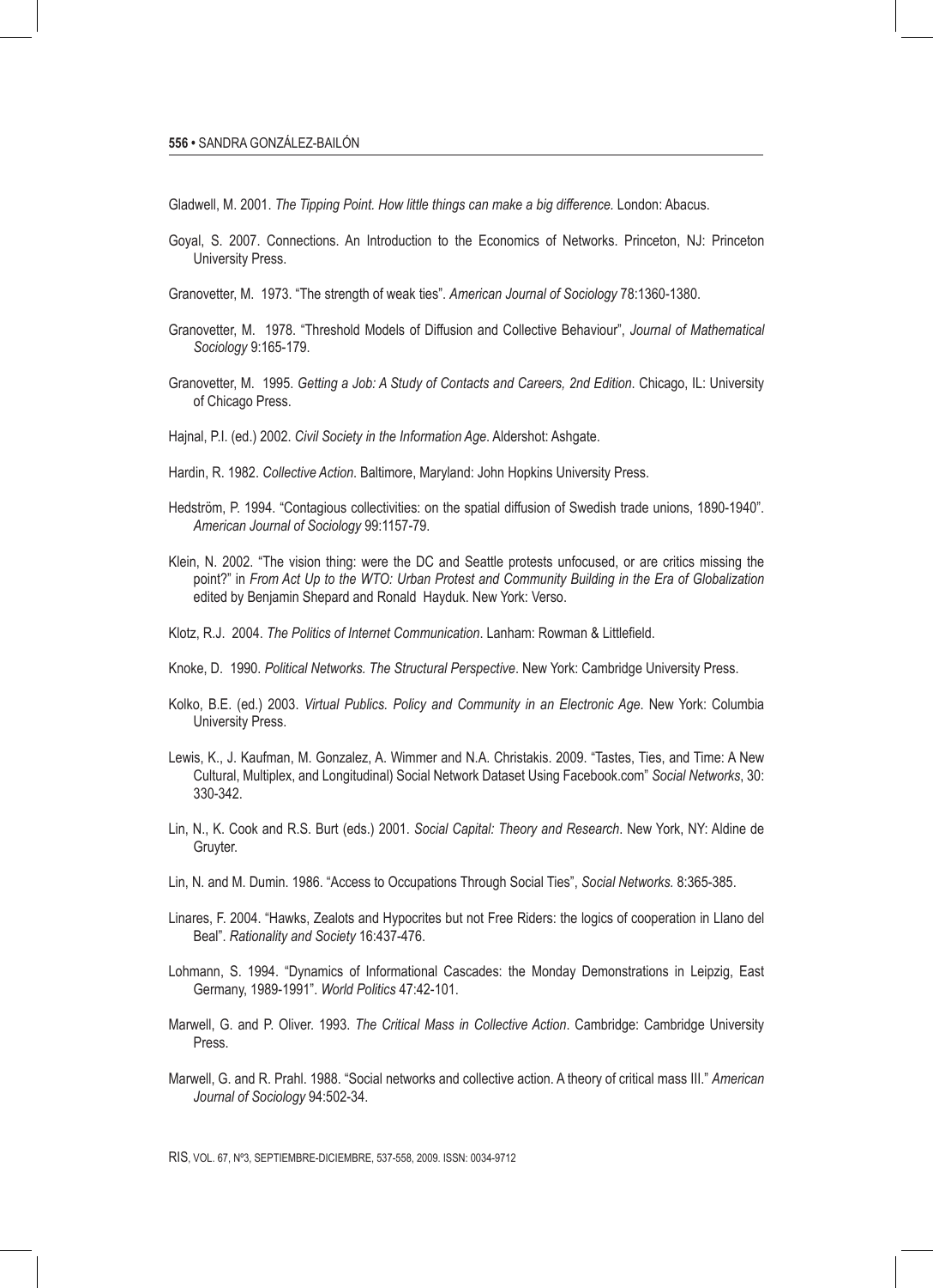Gladwell, M. 2001. *The Tipping Point. How little things can make a big difference.* London: Abacus.

Goyal, S. 2007. Connections. An Introduction to the Economics of Networks. Princeton, NJ: Princeton University Press.

Granovetter, M. 1973. "The strength of weak ties". *American Journal of Sociology* 78:1360-1380.

Granovetter, M. 1978. "Threshold Models of Diffusion and Collective Behaviour", *Journal of Mathematical Sociology* 9:165-179.

Granovetter, M. 1995. *Getting a Job: A Study of Contacts and Careers, 2nd Edition*. Chicago, IL: University of Chicago Press.

Hajnal, P.I. (ed.) 2002. *Civil Society in the Information Age*. Aldershot: Ashgate.

Hardin, R. 1982. *Collective Action*. Baltimore, Maryland: John Hopkins University Press.

Hedström, P. 1994. "Contagious collectivities: on the spatial diffusion of Swedish trade unions, 1890-1940". *American Journal of Sociology* 99:1157-79.

Klein, N. 2002. "The vision thing: were the DC and Seattle protests unfocused, or are critics missing the point?" in *From Act Up to the WTO: Urban Protest and Community Building in the Era of Globalization* edited by Benjamin Shepard and Ronald Hayduk. New York: Verso.

Klotz, R.J. 2004. *The Politics of Internet Communication*. Lanham: Rowman & Littlefield.

Knoke, D. 1990. *Political Networks. The Structural Perspective*. New York: Cambridge University Press.

Kolko, B.E. (ed.) 2003. *Virtual Publics. Policy and Community in an Electronic Age*. New York: Columbia University Press.

Lewis, K., J. Kaufman, M. Gonzalez, A. Wimmer and N.A. Christakis. 2009. "Tastes, Ties, and Time: A New Cultural, Multiplex, and Longitudinal) Social Network Dataset Using Facebook.com" *Social Networks*, 30: 330-342.

Lin, N., K. Cook and R.S. Burt (eds.) 2001. *Social Capital: Theory and Research*. New York, NY: Aldine de Gruyter.

Lin, N. and M. Dumin. 1986. "Access to Occupations Through Social Ties", *Social Networks.* 8:365-385.

Linares, F. 2004. "Hawks, Zealots and Hypocrites but not Free Riders: the logics of cooperation in Llano del Beal". *Rationality and Society* 16:437-476.

Lohmann, S. 1994. "Dynamics of Informational Cascades: the Monday Demonstrations in Leipzig, East Germany, 1989-1991". *World Politics* 47:42-101.

Marwell, G. and P. Oliver. 1993. *The Critical Mass in Collective Action*. Cambridge: Cambridge University Press.

Marwell, G. and R. Prahl. 1988. "Social networks and collective action. A theory of critical mass III." *American Journal of Sociology* 94:502-34.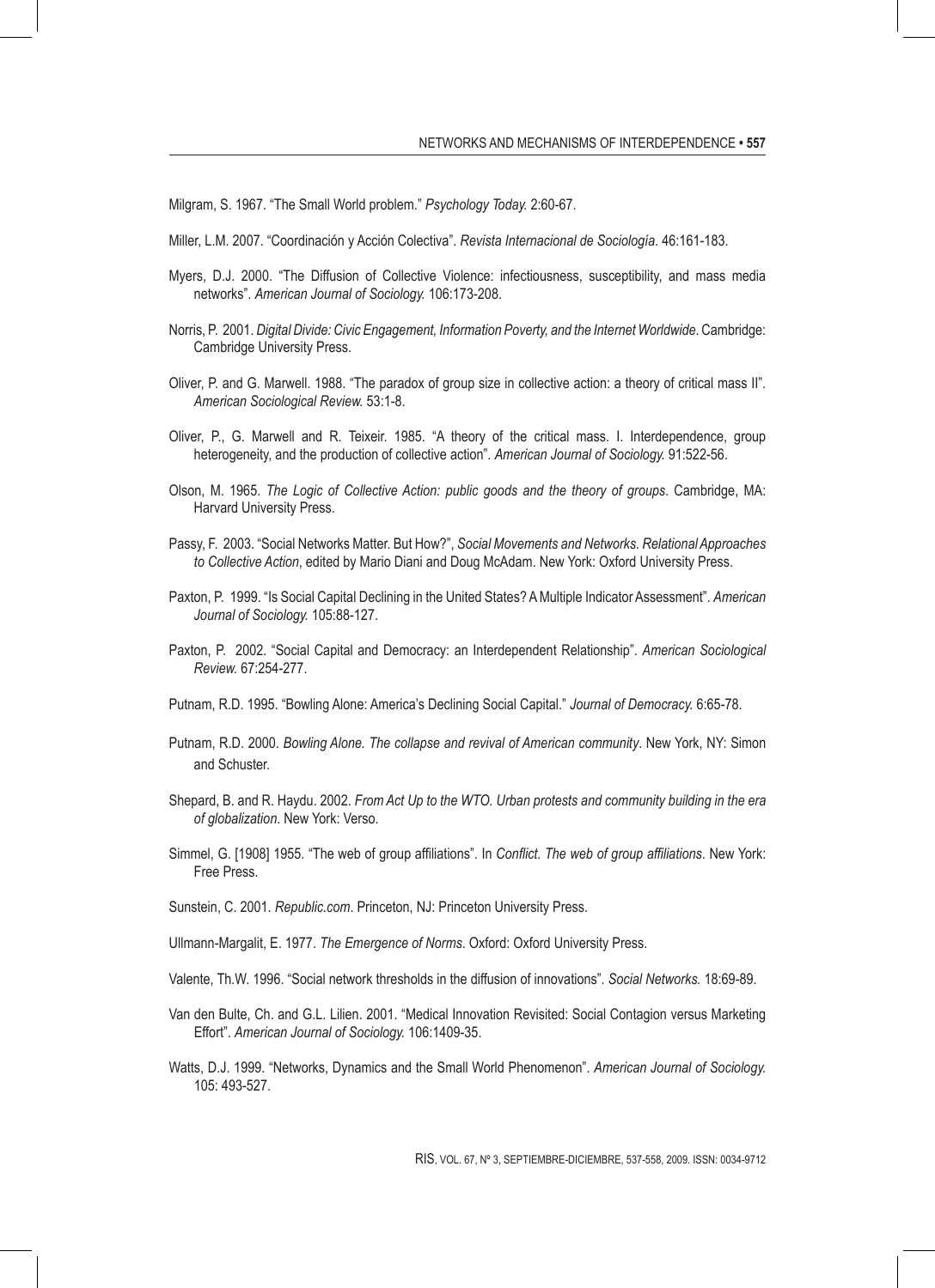Milgram, S. 1967. "The Small World problem." *Psychology Today.* 2:60-67.

Miller, L.M. 2007. "Coordinación y Acción Colectiva". *Revista Internacional de Sociología.* 46:161-183.

Myers, D.J. 2000. "The Diffusion of Collective Violence: infectiousness, susceptibility, and mass media networks". *American Journal of Sociology.* 106:173-208.

Norris, P. 2001. *Digital Divide: Civic Engagement, Information Poverty, and the Internet Worldwide*. Cambridge: Cambridge University Press.

Oliver, P. and G. Marwell. 1988. "The paradox of group size in collective action: a theory of critical mass II". *American Sociological Review.* 53:1-8.

Oliver, P., G. Marwell and R. Teixeir. 1985. "A theory of the critical mass. I. Interdependence, group heterogeneity, and the production of collective action". *American Journal of Sociology.* 91:522-56.

Olson, M. 1965. *The Logic of Collective Action: public goods and the theory of groups*. Cambridge, MA: Harvard University Press.

Passy, F. 2003. "Social Networks Matter. But How?", *Social Movements and Networks. Relational Approaches to Collective Action*, edited by Mario Diani and Doug McAdam. New York: Oxford University Press.

Paxton, P. 1999. "Is Social Capital Declining in the United States? A Multiple Indicator Assessment". *American Journal of Sociology.* 105:88-127.

Paxton, P. 2002. "Social Capital and Democracy: an Interdependent Relationship". *American Sociological Review.* 67:254-277.

Putnam, R.D. 1995. "Bowling Alone: America's Declining Social Capital." *Journal of Democracy.* 6:65-78.

Putnam, R.D. 2000. *Bowling Alone. The collapse and revival of American community*. New York, NY: Simon and Schuster.

Shepard, B. and R. Haydu. 2002. *From Act Up to the WTO. Urban protests and community building in the era of globalization*. New York: Verso.

Simmel, G. [1908] 1955. "The web of group affiliations". In *Conflict. The web of group affiliations*. New York: Free Press.

Sunstein, C. 2001. *Republic.com*. Princeton, NJ: Princeton University Press.

Ullmann-Margalit, E. 1977. *The Emergence of Norms*. Oxford: Oxford University Press.

Valente, Th.W. 1996. "Social network thresholds in the diffusion of innovations". *Social Networks.* 18:69-89.

Van den Bulte, Ch. and G.L. Lilien. 2001. "Medical Innovation Revisited: Social Contagion versus Marketing Effort". *American Journal of Sociology.* 106:1409-35.

Watts, D.J. 1999. "Networks, Dynamics and the Small World Phenomenon". *American Journal of Sociology.* 105: 493-527.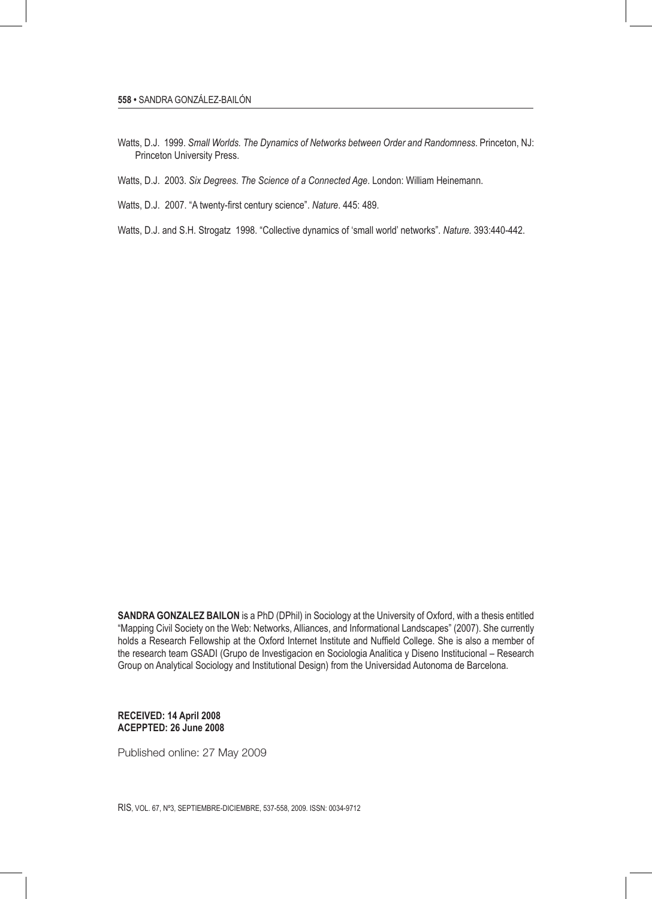Watts, D.J. 1999. *Small Worlds. The Dynamics of Networks between Order and Randomness*. Princeton, NJ: Princeton University Press.

Watts, D.J. 2003. *Six Degrees. The Science of a Connected Age*. London: William Heinemann.

Watts, D.J. 2007. "A twenty-first century science". *Nature*. 445: 489.

Watts, D.J. and S.H. Strogatz 1998. "Collective dynamics of 'small world' networks". *Nature.* 393:440-442.

**SANDRA GONZALEZ BAILON** is a PhD (DPhil) in Sociology at the University of Oxford, with a thesis entitled "Mapping Civil Society on the Web: Networks, Alliances, and Informational Landscapes" (2007). She currently holds a Research Fellowship at the Oxford Internet Institute and Nuffield College. She is also a member of the research team GSADI (Grupo de Investigacion en Sociologia Analitica y Diseno Institucional – Research Group on Analytical Sociology and Institutional Design) from the Universidad Autonoma de Barcelona.

**RECEIVED: 14 April 2008**
**ACEPPTED: 26 June 2008**

Published online: 27 May 2009